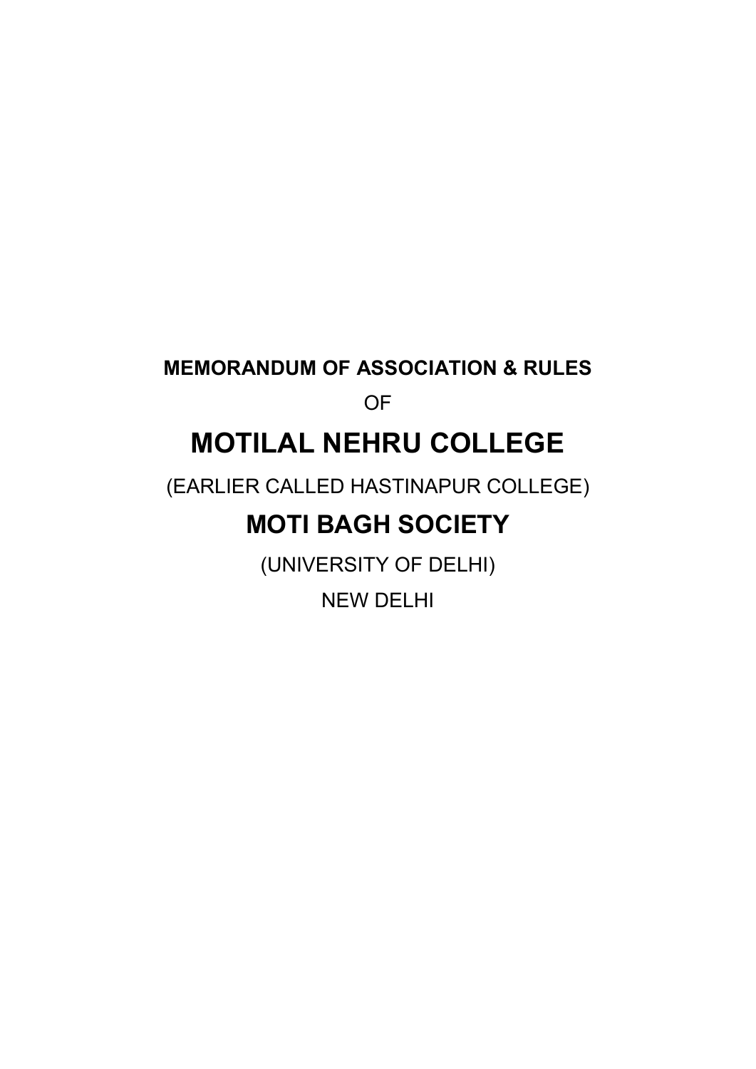**MEMORANDUM OF ASSOCIATION & RULES**

OF

# MOTILAL NEHRU COLLEGE

(EARLIER CALLED HASTINAPUR COLLEGE)

## MOTI BAGH SOCIETY

(UNIVERSITY OF DELHI)

NEW DELHI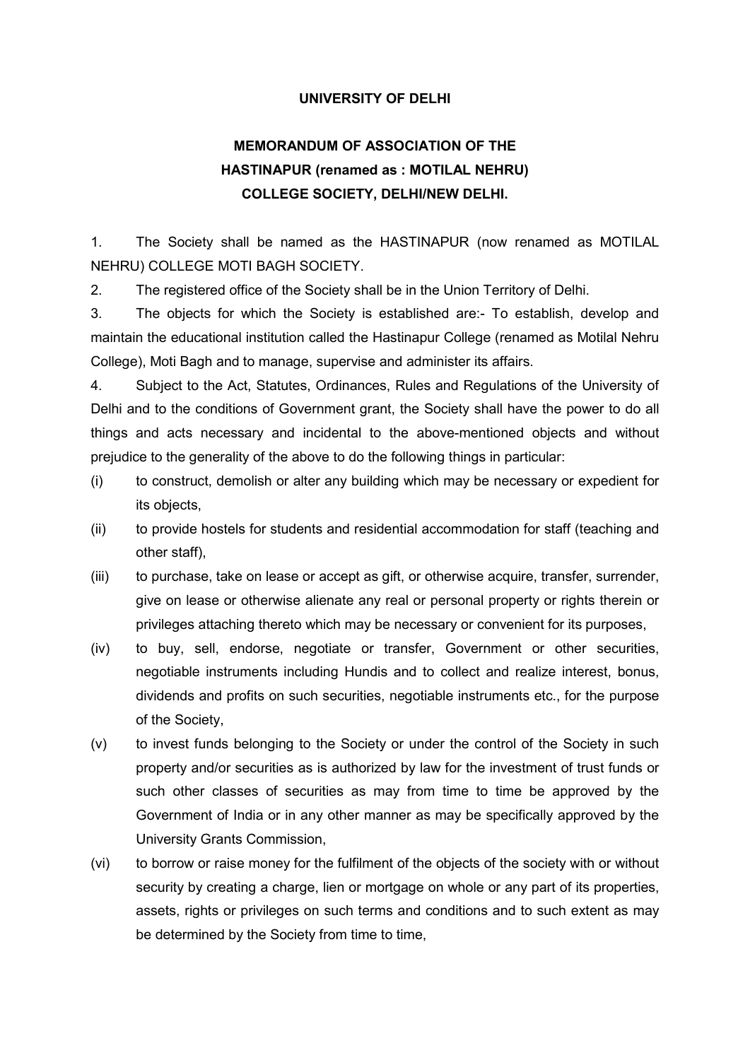**UNIVERSITY OF DELHI**

**MEMORANDUM OF ASSOCIATION OF THE HASTINAPUR (renamed as : MOTILAL NEHRU) COLLEGE SOCIETY, DELHI/NEW DELHI.**

1. The Society shall be named as the HASTINAPUR (now renamed as MOTILAL NEHRU) COLLEGE MOTI BAGH SOCIETY.

2. The registered office of the Society shall be in the Union Territory of Delhi.

3. The objects for which the Society is established are:- To establish, develop and maintain the educational institution called the Hastinapur College (renamed as Motilal Nehru College), Moti Bagh and to manage, supervise and administer its affairs.

4. Subject to the Act, Statutes, Ordinances, Rules and Regulations of the University of Delhi and to the conditions of Government grant, the Society shall have the power to do all things and acts necessary and incidental to the above-mentioned objects and without prejudice to the generality of the above to do the following things in particular:

(i) to construct, demolish or alter any building which may be necessary or expedient for its objects,

(ii) to provide hostels for students and residential accommodation for staff (teaching and other staff),

(iii) to purchase, take on lease or accept as gift, or otherwise acquire, transfer, surrender, give on lease or otherwise alienate any real or personal property or rights therein or privileges attaching thereto which may be necessary or convenient for its purposes,

(iv) to buy, sell, endorse, negotiate or transfer, Government or other securities, negotiable instruments including Hundis and to collect and realize interest, bonus, dividends and profits on such securities, negotiable instruments etc., for the purpose of the Society,

(v) to invest funds belonging to the Society or under the control of the Society in such property and/or securities as is authorized by law for the investment of trust funds or such other classes of securities as may from time to time be approved by the Government of India or in any other manner as may be specifically approved by the University Grants Commission,

(vi) to borrow or raise money for the fulfilment of the objects of the society with or without security by creating a charge, lien or mortgage on whole or any part of its properties, assets, rights or privileges on such terms and conditions and to such extent as may be determined by the Society from time to time,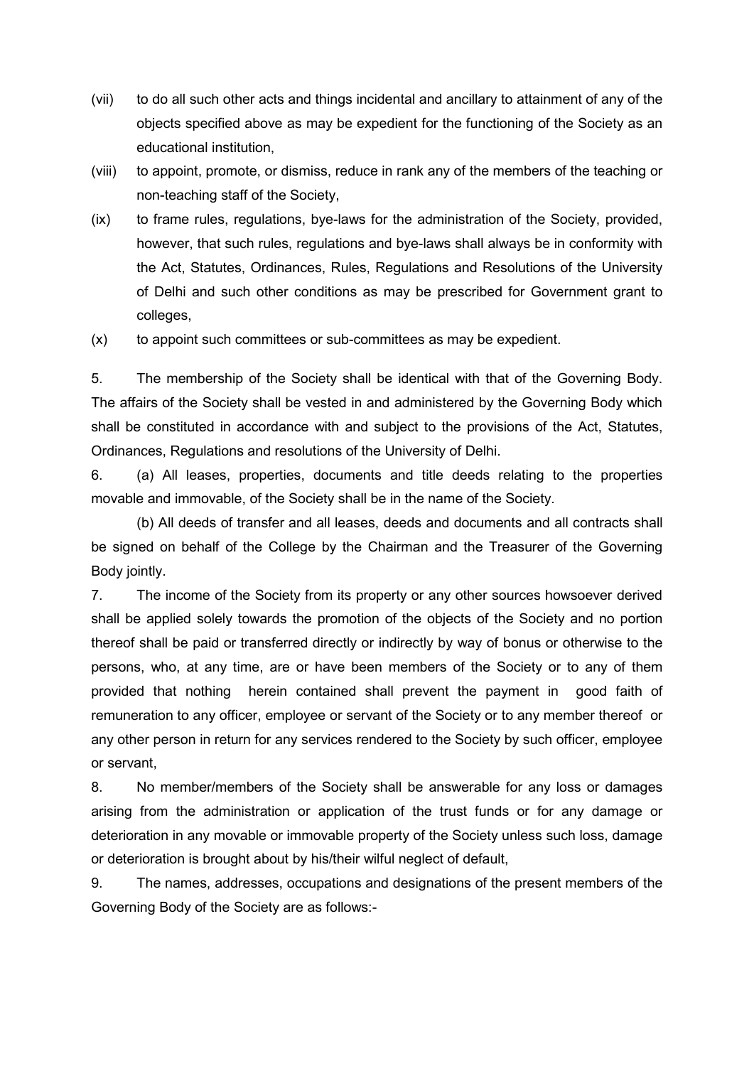(vii) to do all such other acts and things incidental and ancillary to attainment of any of the objects specified above as may be expedient for the functioning of the Society as an educational institution,

(viii) to appoint, promote, or dismiss, reduce in rank any of the members of the teaching or non-teaching staff of the Society,

(ix) to frame rules, regulations, bye-laws for the administration of the Society, provided, however, that such rules, regulations and bye-laws shall always be in conformity with the Act, Statutes, Ordinances, Rules, Regulations and Resolutions of the University of Delhi and such other conditions as may be prescribed for Government grant to colleges,

(x) to appoint such committees or sub-committees as may be expedient.

5. The membership of the Society shall be identical with that of the Governing Body. The affairs of the Society shall be vested in and administered by the Governing Body which shall be constituted in accordance with and subject to the provisions of the Act, Statutes, Ordinances, Regulations and resolutions of the University of Delhi.

6. (a) All leases, properties, documents and title deeds relating to the properties movable and immovable, of the Society shall be in the name of the Society.

(b) All deeds of transfer and all leases, deeds and documents and all contracts shall be signed on behalf of the College by the Chairman and the Treasurer of the Governing Body jointly.

7. The income of the Society from its property or any other sources howsoever derived shall be applied solely towards the promotion of the objects of the Society and no portion thereof shall be paid or transferred directly or indirectly by way of bonus or otherwise to the persons, who, at any time, are or have been members of the Society or to any of them provided that nothing herein contained shall prevent the payment in good faith of remuneration to any officer, employee or servant of the Society or to any member thereof or any other person in return for any services rendered to the Society by such officer, employee or servant,

8. No member/members of the Society shall be answerable for any loss or damages arising from the administration or application of the trust funds or for any damage or deterioration in any movable or immovable property of the Society unless such loss, damage or deterioration is brought about by his/their wilful neglect of default,

9. The names, addresses, occupations and designations of the present members of the Governing Body of the Society are as follows:-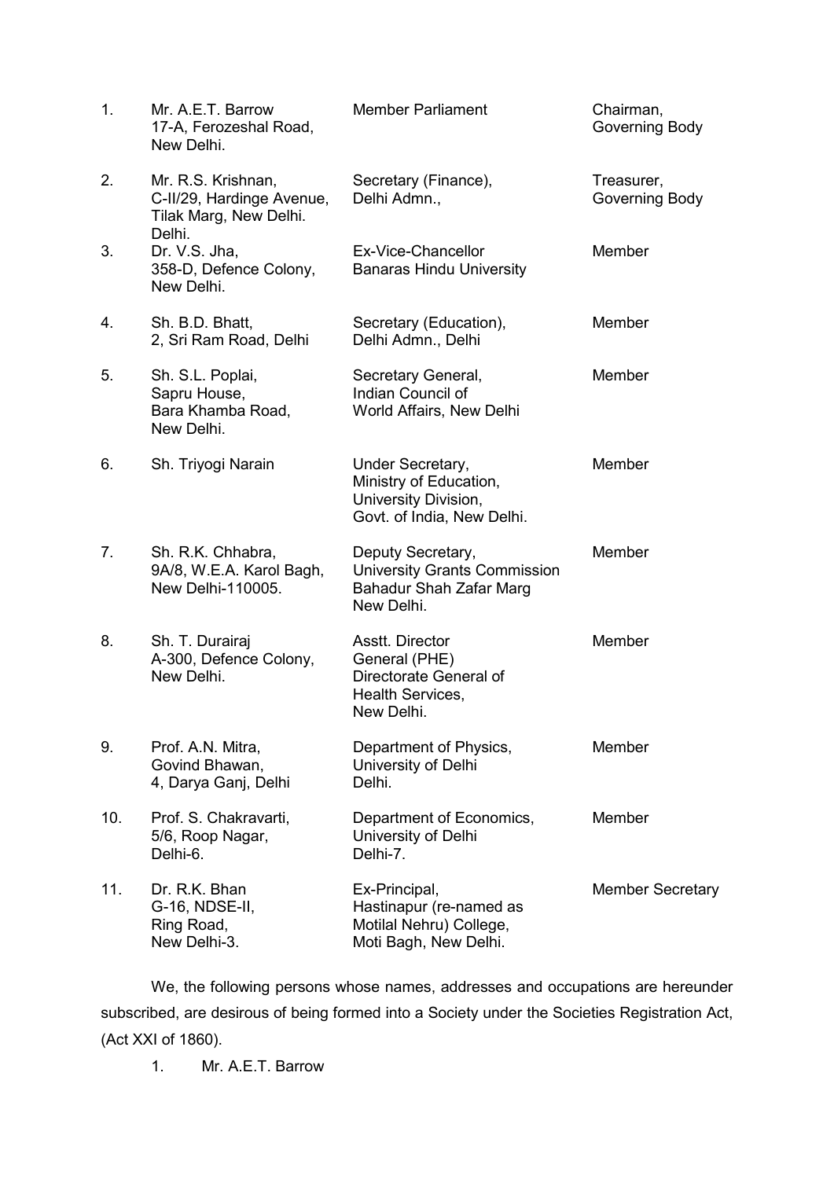| | | | |
|---|---|---|---|
| 1. | Mr. A.E.T. Barrow<br>17-A, Ferozeshal Road,<br>New Delhi. | Member Parliament | Chairman,<br>Governing Body |
| 2. | Mr. R.S. Krishnan,<br>C-II/29, Hardinge Avenue,<br>Tilak Marg, New Delhi.<br>Delhi. | Secretary (Finance),<br>Delhi Admn., | Treasurer,<br>Governing Body |
| 3. | Dr. V.S. Jha,<br>358-D, Defence Colony,<br>New Delhi. | Ex-Vice-Chancellor<br>Banaras Hindu University | Member |
| 4. | Sh. B.D. Bhatt,<br>2, Sri Ram Road, Delhi | Secretary (Education),<br>Delhi Admn., Delhi | Member |
| 5. | Sh. S.L. Poplai,<br>Sapru House,<br>Bara Khamba Road,<br>New Delhi. | Secretary General,<br>Indian Council of<br>World Affairs, New Delhi | Member |
| 6. | Sh. Triyogi Narain | Under Secretary,<br>Ministry of Education,<br>University Division,<br>Govt. of India, New Delhi. | Member |
| 7. | Sh. R.K. Chhabra,<br>9A/8, W.E.A. Karol Bagh,<br>New Delhi-110005. | Deputy Secretary,<br>University Grants Commission<br>Bahadur Shah Zafar Marg<br>New Delhi. | Member |
| 8. | Sh. T. Durairaj<br>A-300, Defence Colony,<br>New Delhi. | Asstt. Director<br>General (PHE)<br>Directorate General of<br>Health Services,<br>New Delhi. | Member |
| 9. | Prof. A.N. Mitra,<br>Govind Bhawan,<br>4, Darya Ganj, Delhi | Department of Physics,<br>University of Delhi<br>Delhi. | Member |
| 10. | Prof. S. Chakravarti,<br>5/6, Roop Nagar,<br>Delhi-6. | Department of Economics,<br>University of Delhi<br>Delhi-7. | Member |
| 11. | Dr. R.K. Bhan<br>G-16, NDSE-II,<br>Ring Road,<br>New Delhi-3. | Ex-Principal,<br>Hastinapur (re-named as<br>Motilal Nehru) College,<br>Moti Bagh, New Delhi. | Member Secretary |

We, the following persons whose names, addresses and occupations are hereunder subscribed, are desirous of being formed into a Society under the Societies Registration Act, (Act XXI of 1860).

1. Mr. A.E.T. Barrow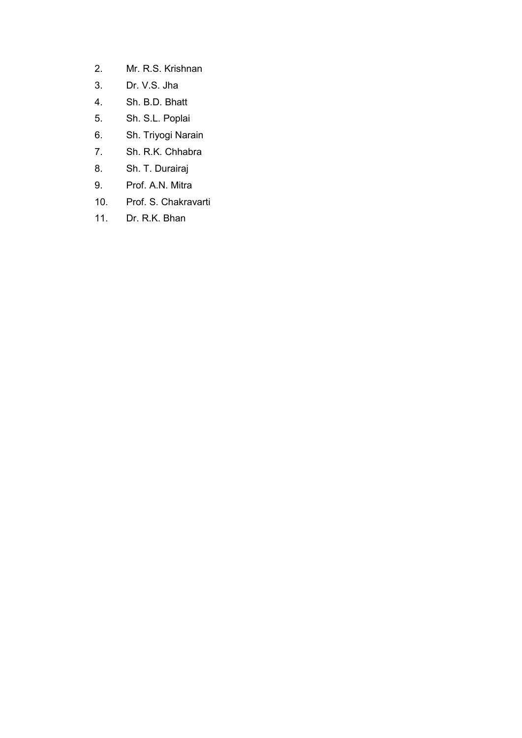2. Mr. R.S. Krishnan
3. Dr. V.S. Jha
4. Sh. B.D. Bhatt
5. Sh. S.L. Poplai
6. Sh. Triyogi Narain
7. Sh. R.K. Chhabra
8. Sh. T. Durairaj
9. Prof. A.N. Mitra
10. Prof. S. Chakravarti
11. Dr. R.K. Bhan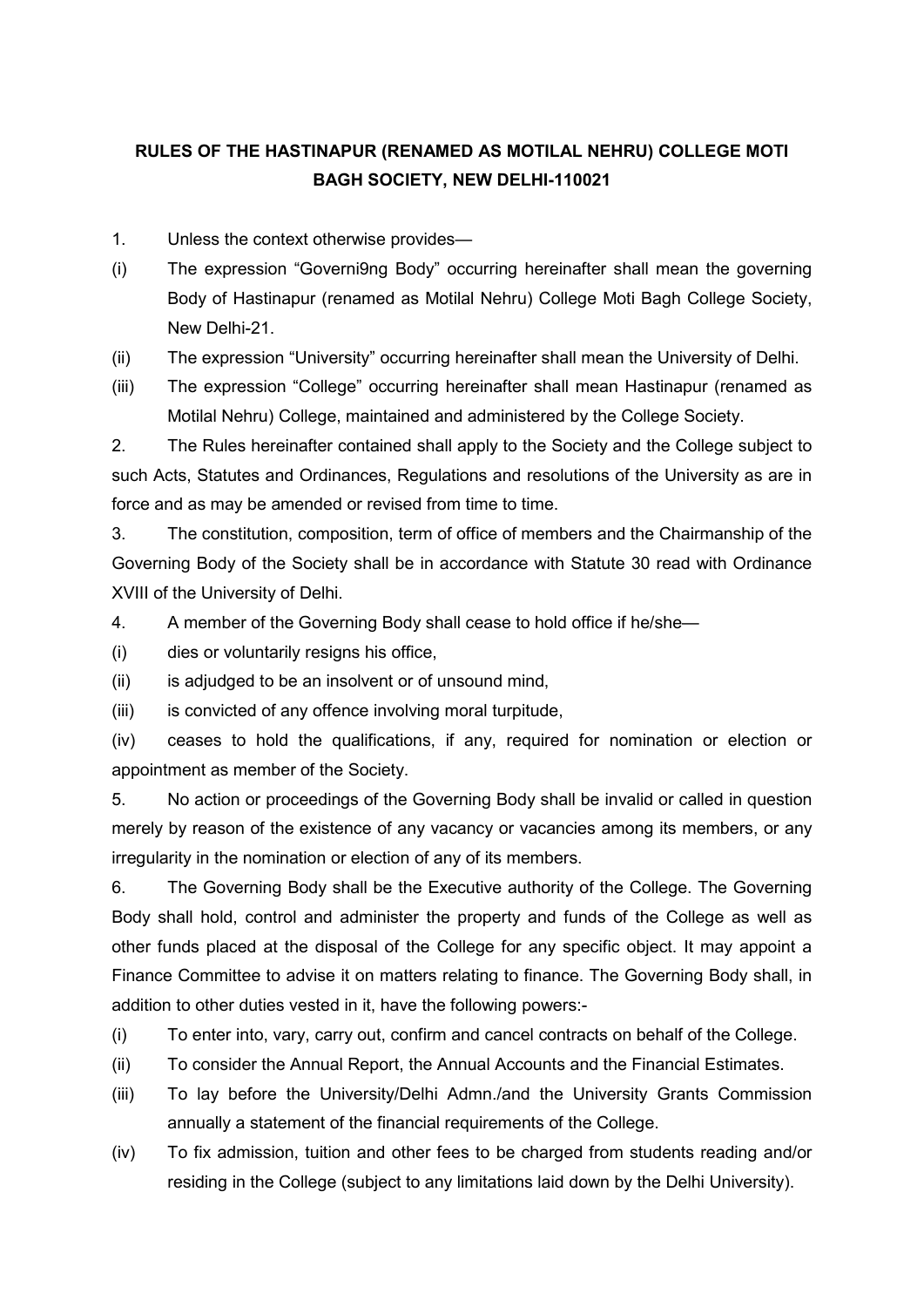**RULES OF THE HASTINAPUR (RENAMED AS MOTILAL NEHRU) COLLEGE MOTI BAGH SOCIETY, NEW DELHI-110021**

1. Unless the context otherwise provides—

(i) The expression "Governi9ng Body" occurring hereinafter shall mean the governing Body of Hastinapur (renamed as Motilal Nehru) College Moti Bagh College Society, New Delhi-21.

(ii) The expression "University" occurring hereinafter shall mean the University of Delhi.

(iii) The expression "College" occurring hereinafter shall mean Hastinapur (renamed as Motilal Nehru) College, maintained and administered by the College Society.

2. The Rules hereinafter contained shall apply to the Society and the College subject to such Acts, Statutes and Ordinances, Regulations and resolutions of the University as are in force and as may be amended or revised from time to time.

3. The constitution, composition, term of office of members and the Chairmanship of the Governing Body of the Society shall be in accordance with Statute 30 read with Ordinance XVIII of the University of Delhi.

4. A member of the Governing Body shall cease to hold office if he/she—

(i) dies or voluntarily resigns his office,

(ii) is adjudged to be an insolvent or of unsound mind,

(iii) is convicted of any offence involving moral turpitude,

(iv) ceases to hold the qualifications, if any, required for nomination or election or appointment as member of the Society.

5. No action or proceedings of the Governing Body shall be invalid or called in question merely by reason of the existence of any vacancy or vacancies among its members, or any irregularity in the nomination or election of any of its members.

6. The Governing Body shall be the Executive authority of the College. The Governing Body shall hold, control and administer the property and funds of the College as well as other funds placed at the disposal of the College for any specific object. It may appoint a Finance Committee to advise it on matters relating to finance. The Governing Body shall, in addition to other duties vested in it, have the following powers:-

(i) To enter into, vary, carry out, confirm and cancel contracts on behalf of the College.

(ii) To consider the Annual Report, the Annual Accounts and the Financial Estimates.

(iii) To lay before the University/Delhi Admn./and the University Grants Commission annually a statement of the financial requirements of the College.

(iv) To fix admission, tuition and other fees to be charged from students reading and/or residing in the College (subject to any limitations laid down by the Delhi University).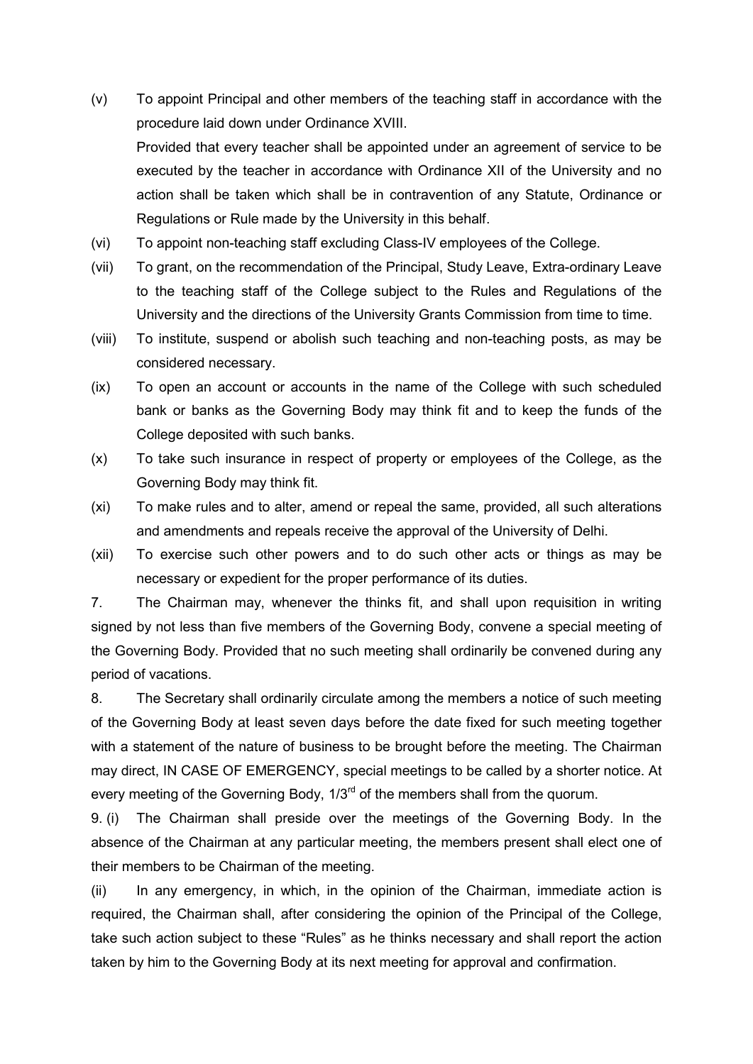(v) To appoint Principal and other members of the teaching staff in accordance with the procedure laid down under Ordinance XVIII.

Provided that every teacher shall be appointed under an agreement of service to be executed by the teacher in accordance with Ordinance XII of the University and no action shall be taken which shall be in contravention of any Statute, Ordinance or Regulations or Rule made by the University in this behalf.

(vi) To appoint non-teaching staff excluding Class-IV employees of the College.

(vii) To grant, on the recommendation of the Principal, Study Leave, Extra-ordinary Leave to the teaching staff of the College subject to the Rules and Regulations of the University and the directions of the University Grants Commission from time to time.

(viii) To institute, suspend or abolish such teaching and non-teaching posts, as may be considered necessary.

(ix) To open an account or accounts in the name of the College with such scheduled bank or banks as the Governing Body may think fit and to keep the funds of the College deposited with such banks.

(x) To take such insurance in respect of property or employees of the College, as the Governing Body may think fit.

(xi) To make rules and to alter, amend or repeal the same, provided, all such alterations and amendments and repeals receive the approval of the University of Delhi.

(xii) To exercise such other powers and to do such other acts or things as may be necessary or expedient for the proper performance of its duties.

7. The Chairman may, whenever the thinks fit, and shall upon requisition in writing signed by not less than five members of the Governing Body, convene a special meeting of the Governing Body. Provided that no such meeting shall ordinarily be convened during any period of vacations.

8. The Secretary shall ordinarily circulate among the members a notice of such meeting of the Governing Body at least seven days before the date fixed for such meeting together with a statement of the nature of business to be brought before the meeting. The Chairman may direct, IN CASE OF EMERGENCY, special meetings to be called by a shorter notice. At every meeting of the Governing Body, 1/3rd of the members shall from the quorum.

9. (i) The Chairman shall preside over the meetings of the Governing Body. In the absence of the Chairman at any particular meeting, the members present shall elect one of their members to be Chairman of the meeting.

(ii) In any emergency, in which, in the opinion of the Chairman, immediate action is required, the Chairman shall, after considering the opinion of the Principal of the College, take such action subject to these "Rules" as he thinks necessary and shall report the action taken by him to the Governing Body at its next meeting for approval and confirmation.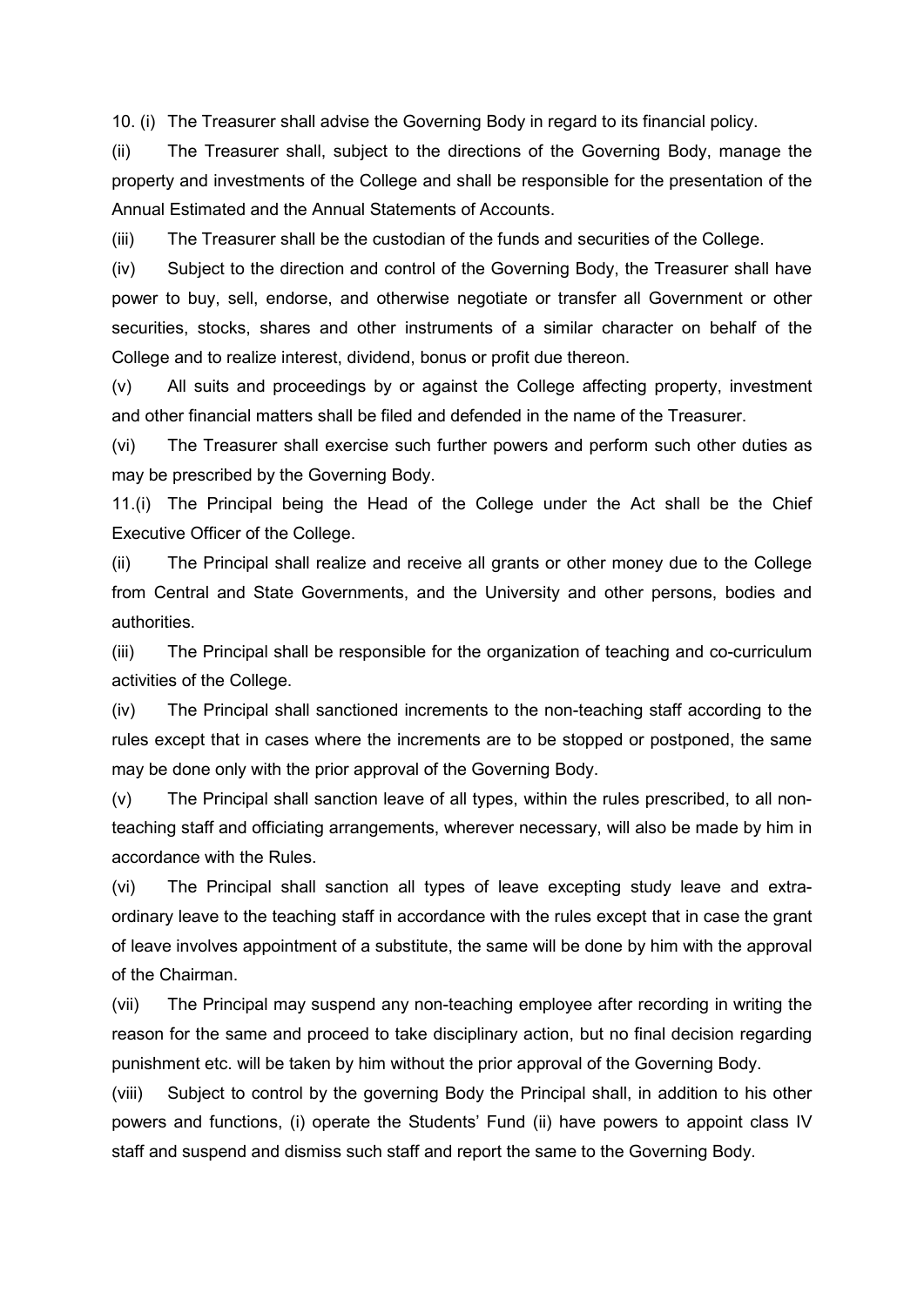10. (i) The Treasurer shall advise the Governing Body in regard to its financial policy.

(ii) The Treasurer shall, subject to the directions of the Governing Body, manage the property and investments of the College and shall be responsible for the presentation of the Annual Estimated and the Annual Statements of Accounts.

(iii) The Treasurer shall be the custodian of the funds and securities of the College.

(iv) Subject to the direction and control of the Governing Body, the Treasurer shall have power to buy, sell, endorse, and otherwise negotiate or transfer all Government or other securities, stocks, shares and other instruments of a similar character on behalf of the College and to realize interest, dividend, bonus or profit due thereon.

(v) All suits and proceedings by or against the College affecting property, investment and other financial matters shall be filed and defended in the name of the Treasurer.

(vi) The Treasurer shall exercise such further powers and perform such other duties as may be prescribed by the Governing Body.

11.(i) The Principal being the Head of the College under the Act shall be the Chief Executive Officer of the College.

(ii) The Principal shall realize and receive all grants or other money due to the College from Central and State Governments, and the University and other persons, bodies and authorities.

(iii) The Principal shall be responsible for the organization of teaching and co-curriculum activities of the College.

(iv) The Principal shall sanctioned increments to the non-teaching staff according to the rules except that in cases where the increments are to be stopped or postponed, the same may be done only with the prior approval of the Governing Body.

(v) The Principal shall sanction leave of all types, within the rules prescribed, to all non-teaching staff and officiating arrangements, wherever necessary, will also be made by him in accordance with the Rules.

(vi) The Principal shall sanction all types of leave excepting study leave and extra-ordinary leave to the teaching staff in accordance with the rules except that in case the grant of leave involves appointment of a substitute, the same will be done by him with the approval of the Chairman.

(vii) The Principal may suspend any non-teaching employee after recording in writing the reason for the same and proceed to take disciplinary action, but no final decision regarding punishment etc. will be taken by him without the prior approval of the Governing Body.

(viii) Subject to control by the governing Body the Principal shall, in addition to his other powers and functions, (i) operate the Students' Fund (ii) have powers to appoint class IV staff and suspend and dismiss such staff and report the same to the Governing Body.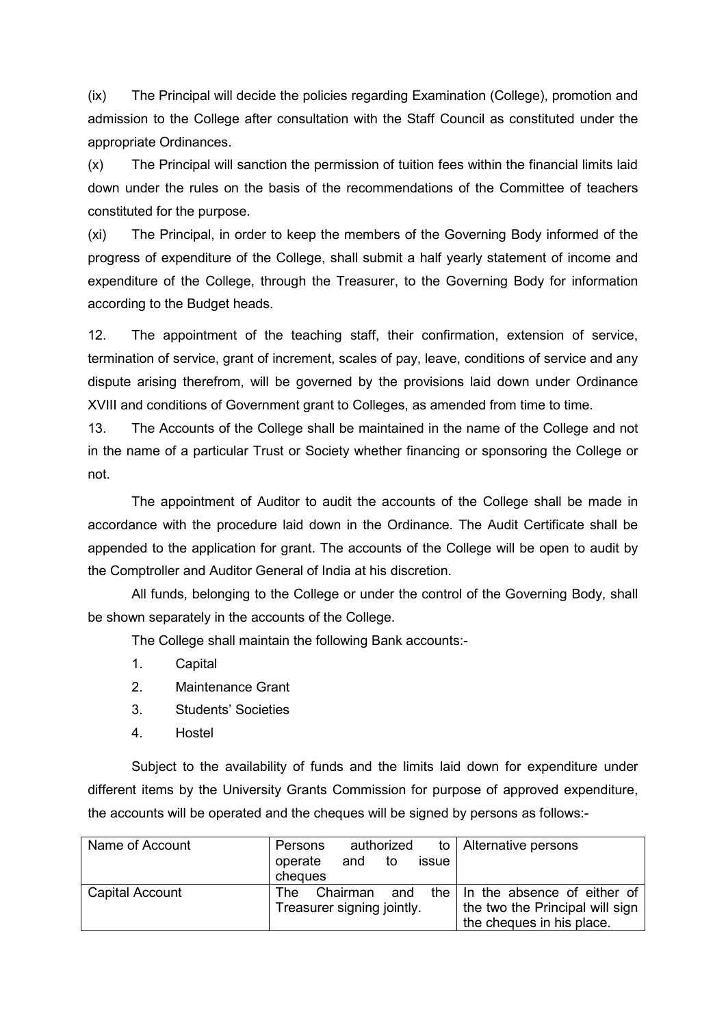(ix) The Principal will decide the policies regarding Examination (College), promotion and admission to the College after consultation with the Staff Council as constituted under the appropriate Ordinances.

(x) The Principal will sanction the permission of tuition fees within the financial limits laid down under the rules on the basis of the recommendations of the Committee of teachers constituted for the purpose.

(xi) The Principal, in order to keep the members of the Governing Body informed of the progress of expenditure of the College, shall submit a half yearly statement of income and expenditure of the College, through the Treasurer, to the Governing Body for information according to the Budget heads.

12. The appointment of the teaching staff, their confirmation, extension of service, termination of service, grant of increment, scales of pay, leave, conditions of service and any dispute arising therefrom, will be governed by the provisions laid down under Ordinance XVIII and conditions of Government grant to Colleges, as amended from time to time.

13. The Accounts of the College shall be maintained in the name of the College and not in the name of a particular Trust or Society whether financing or sponsoring the College or not.

The appointment of Auditor to audit the accounts of the College shall be made in accordance with the procedure laid down in the Ordinance. The Audit Certificate shall be appended to the application for grant. The accounts of the College will be open to audit by the Comptroller and Auditor General of India at his discretion.

All funds, belonging to the College or under the control of the Governing Body, shall be shown separately in the accounts of the College.

The College shall maintain the following Bank accounts:-

1. Capital
2. Maintenance Grant
3. Students' Societies
4. Hostel

Subject to the availability of funds and the limits laid down for expenditure under different items by the University Grants Commission for purpose of approved expenditure, the accounts will be operated and the cheques will be signed by persons as follows:-

| Name of Account | Persons authorized to operate and to issue cheques | Alternative persons |
|---|---|---|
| Capital Account | The Chairman and the Treasurer signing jointly. | In the absence of either of the two the Principal will sign the cheques in his place. |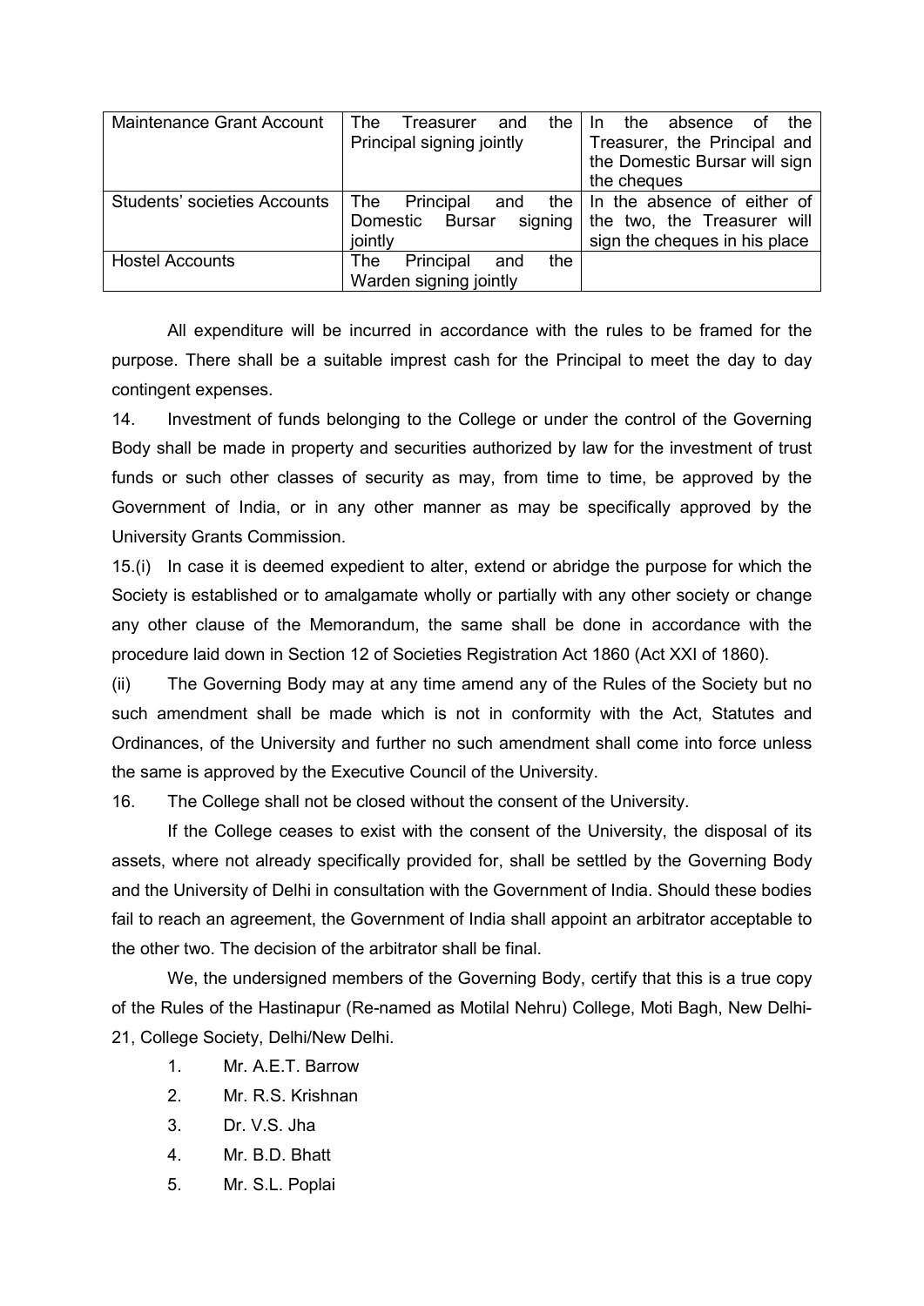| Maintenance Grant Account | The Treasurer and the Principal signing jointly | In the absence of the Treasurer, the Principal and the Domestic Bursar will sign the cheques |
|---|---|---|
| Students' societies Accounts | The Principal and the Domestic Bursar signing jointly | In the absence of either of the two, the Treasurer will sign the cheques in his place |
| Hostel Accounts | The Principal and the Warden signing jointly | |

All expenditure will be incurred in accordance with the rules to be framed for the purpose. There shall be a suitable imprest cash for the Principal to meet the day to day contingent expenses.

14. Investment of funds belonging to the College or under the control of the Governing Body shall be made in property and securities authorized by law for the investment of trust funds or such other classes of security as may, from time to time, be approved by the Government of India, or in any other manner as may be specifically approved by the University Grants Commission.

15.(i) In case it is deemed expedient to alter, extend or abridge the purpose for which the Society is established or to amalgamate wholly or partially with any other society or change any other clause of the Memorandum, the same shall be done in accordance with the procedure laid down in Section 12 of Societies Registration Act 1860 (Act XXI of 1860).

(ii) The Governing Body may at any time amend any of the Rules of the Society but no such amendment shall be made which is not in conformity with the Act, Statutes and Ordinances, of the University and further no such amendment shall come into force unless the same is approved by the Executive Council of the University.

16. The College shall not be closed without the consent of the University.

If the College ceases to exist with the consent of the University, the disposal of its assets, where not already specifically provided for, shall be settled by the Governing Body and the University of Delhi in consultation with the Government of India. Should these bodies fail to reach an agreement, the Government of India shall appoint an arbitrator acceptable to the other two. The decision of the arbitrator shall be final.

We, the undersigned members of the Governing Body, certify that this is a true copy of the Rules of the Hastinapur (Re-named as Motilal Nehru) College, Moti Bagh, New Delhi-21, College Society, Delhi/New Delhi.

1. Mr. A.E.T. Barrow
2. Mr. R.S. Krishnan
3. Dr. V.S. Jha
4. Mr. B.D. Bhatt
5. Mr. S.L. Poplai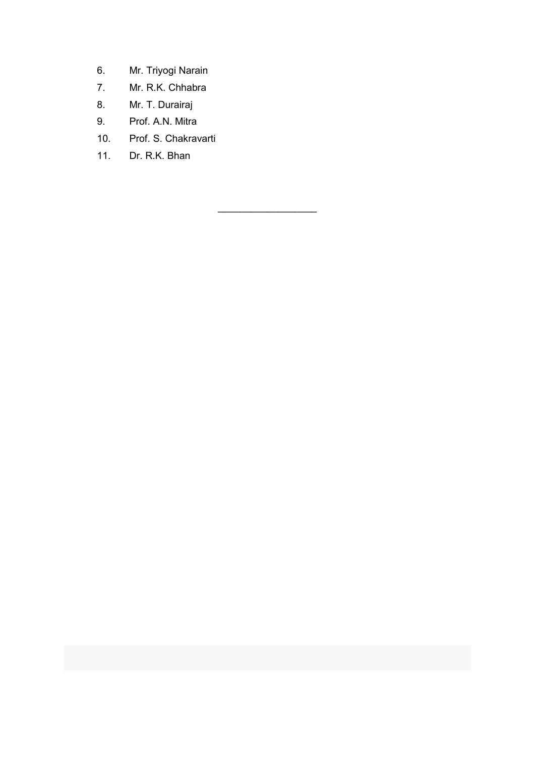6. Mr. Triyogi Narain
7. Mr. R.K. Chhabra
8. Mr. T. Durairaj
9. Prof. A.N. Mitra
10. Prof. S. Chakravarti
11. Dr. R.K. Bhan

---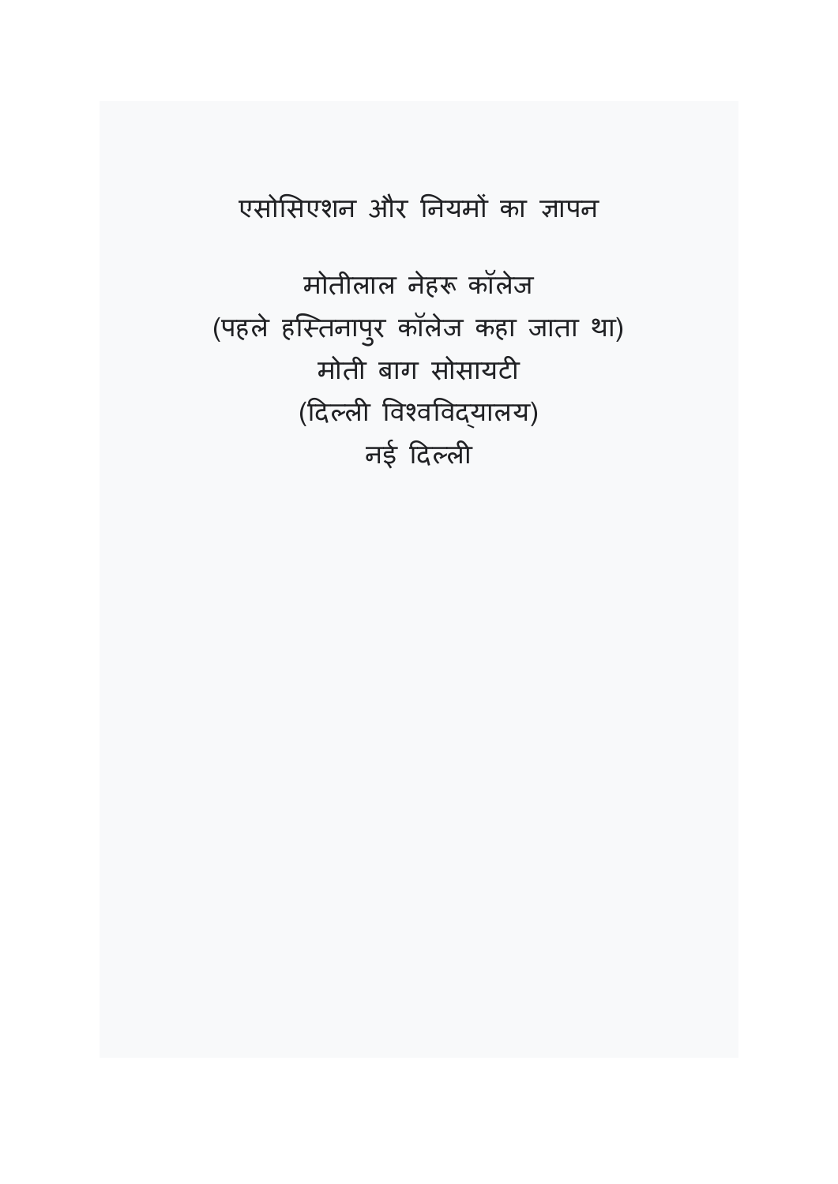# एसोसिएशन और नियमों का ज्ञापन

## मोतीलाल नेहरू कॉलेज
(पहले हस्तिनापुर कॉलेज कहा जाता था)
मोती बाग सोसायटी
(दिल्ली विश्वविद्यालय)
नई दिल्ली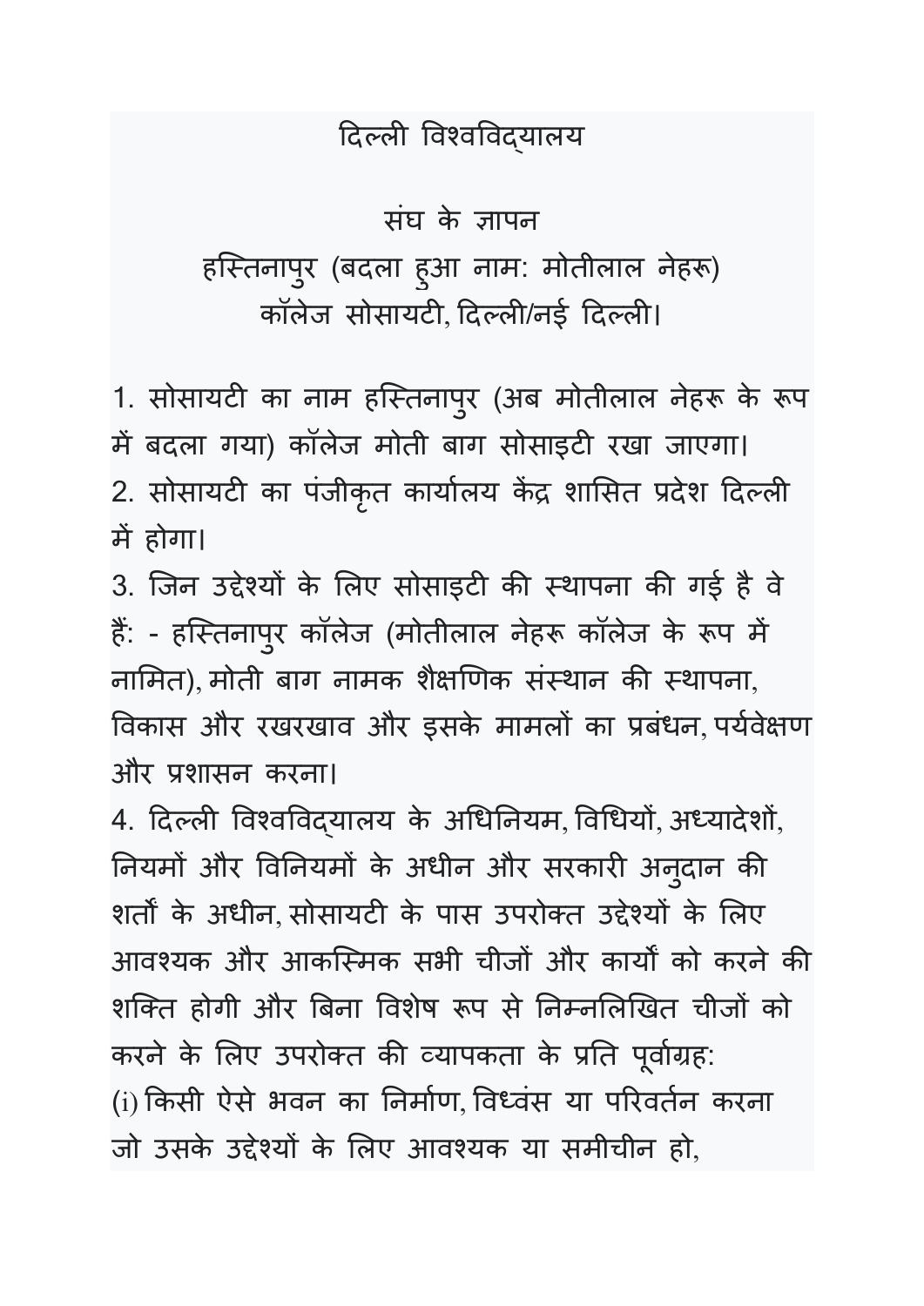# दिल्ली विश्वविद्यालय

## संघ के ज्ञापन

## हस्तिनापुर (बदला हुआ नाम: मोतीलाल नेहरू) कॉलेज सोसायटी, दिल्ली/नई दिल्ली।

1. सोसायटी का नाम हस्तिनापुर (अब मोतीलाल नेहरू के रूप में बदला गया) कॉलेज मोती बाग सोसाइटी रखा जाएगा।
2. सोसायटी का पंजीकृत कार्यालय केंद्र शासित प्रदेश दिल्ली में होगा।
3. जिन उद्देश्यों के लिए सोसाइटी की स्थापना की गई है वे हैं: - हस्तिनापुर कॉलेज (मोतीलाल नेहरू कॉलेज के रूप में नामित), मोती बाग नामक शैक्षणिक संस्थान की स्थापना, विकास और रखरखाव और इसके मामलों का प्रबंधन, पर्यवेक्षण और प्रशासन करना।
4. दिल्ली विश्वविद्यालय के अधिनियम, विधियों, अध्यादेशों, नियमों और विनियमों के अधीन और सरकारी अनुदान की शर्तों के अधीन, सोसायटी के पास उपरोक्त उद्देश्यों के लिए आवश्यक और आकस्मिक सभी चीजों और कार्यों को करने की शक्ति होगी और बिना विशेष रूप से निम्नलिखित चीजों को करने के लिए उपरोक्त की व्यापकता के प्रति पूर्वाग्रह:

(i) किसी ऐसे भवन का निर्माण, विध्वंस या परिवर्तन करना जो उसके उद्देश्यों के लिए आवश्यक या समीचीन हो,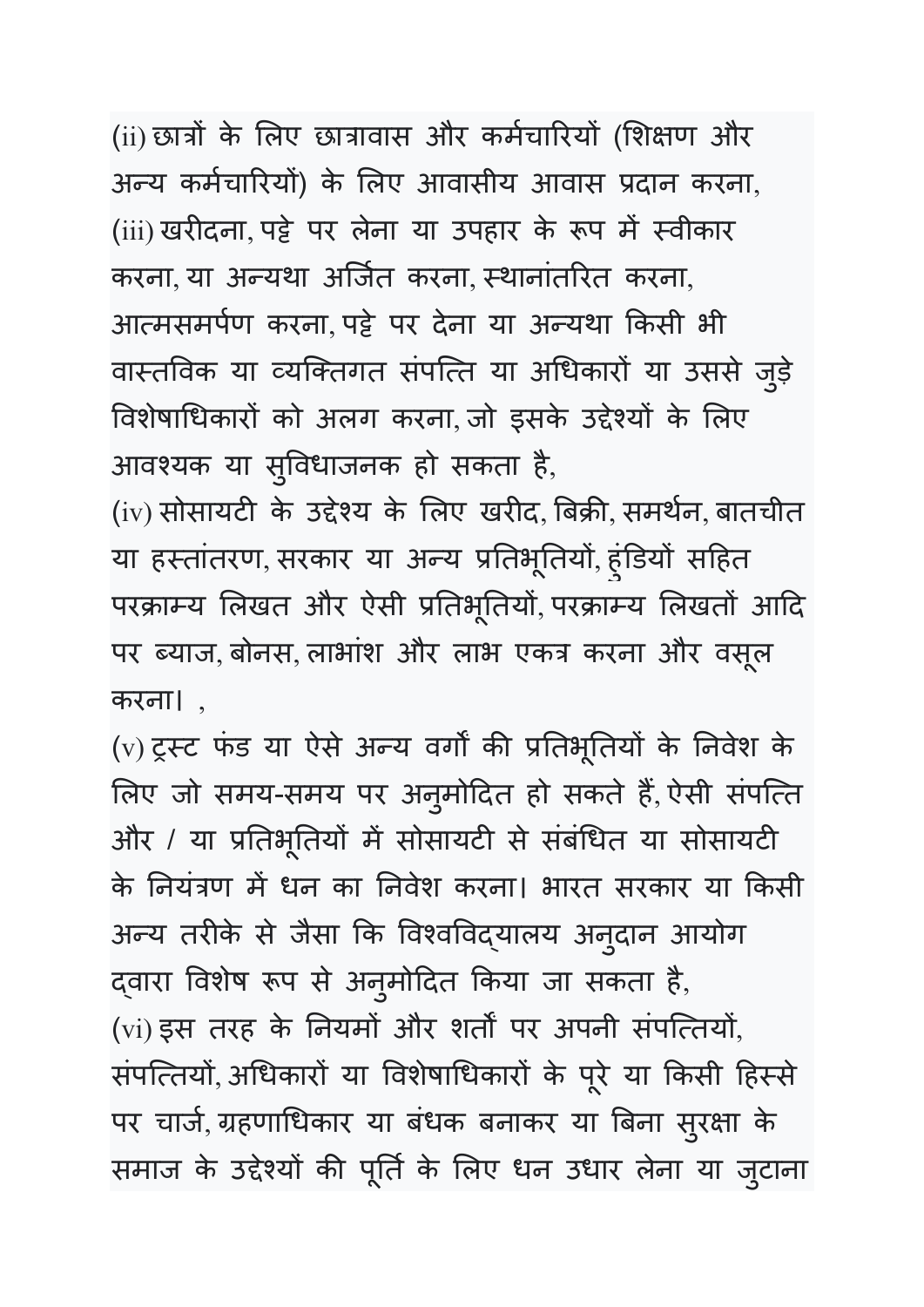(ii) छात्रों के लिए छात्रावास और कर्मचारियों (शिक्षण और अन्य कर्मचारियों) के लिए आवासीय आवास प्रदान करना,

(iii) खरीदना, पट्टे पर लेना या उपहार के रूप में स्वीकार करना, या अन्यथा अर्जित करना, स्थानांतरित करना, आत्मसमर्पण करना, पट्टे पर देना या अन्यथा किसी भी वास्तविक या व्यक्तिगत संपत्ति या अधिकारों या उससे जुड़े विशेषाधिकारों को अलग करना, जो इसके उद्देश्यों के लिए आवश्यक या सुविधाजनक हो सकता है,

(iv) सोसायटी के उद्देश्य के लिए खरीद, बिक्री, समर्थन, बातचीत या हस्तांतरण, सरकार या अन्य प्रतिभूतियों, हुंडियों सहित परक्राम्य लिखत और ऐसी प्रतिभूतियों, परक्राम्य लिखतों आदि पर ब्याज, बोनस, लाभांश और लाभ एकत्र करना और वसूल करना। ,

(v) ट्रस्ट फंड या ऐसे अन्य वर्गों की प्रतिभूतियों के निवेश के लिए जो समय-समय पर अनुमोदित हो सकते हैं, ऐसी संपत्ति और / या प्रतिभूतियों में सोसायटी से संबंधित या सोसायटी के नियंत्रण में धन का निवेश करना। भारत सरकार या किसी अन्य तरीके से जैसा कि विश्वविद्यालय अनुदान आयोग द्वारा विशेष रूप से अनुमोदित किया जा सकता है,

(vi) इस तरह के नियमों और शर्तों पर अपनी संपत्तियों, संपत्तियों, अधिकारों या विशेषाधिकारों के पूरे या किसी हिस्से पर चार्ज, ग्रहणाधिकार या बंधक बनाकर या बिना सुरक्षा के समाज के उद्देश्यों की पूर्ति के लिए धन उधार लेना या जुटाना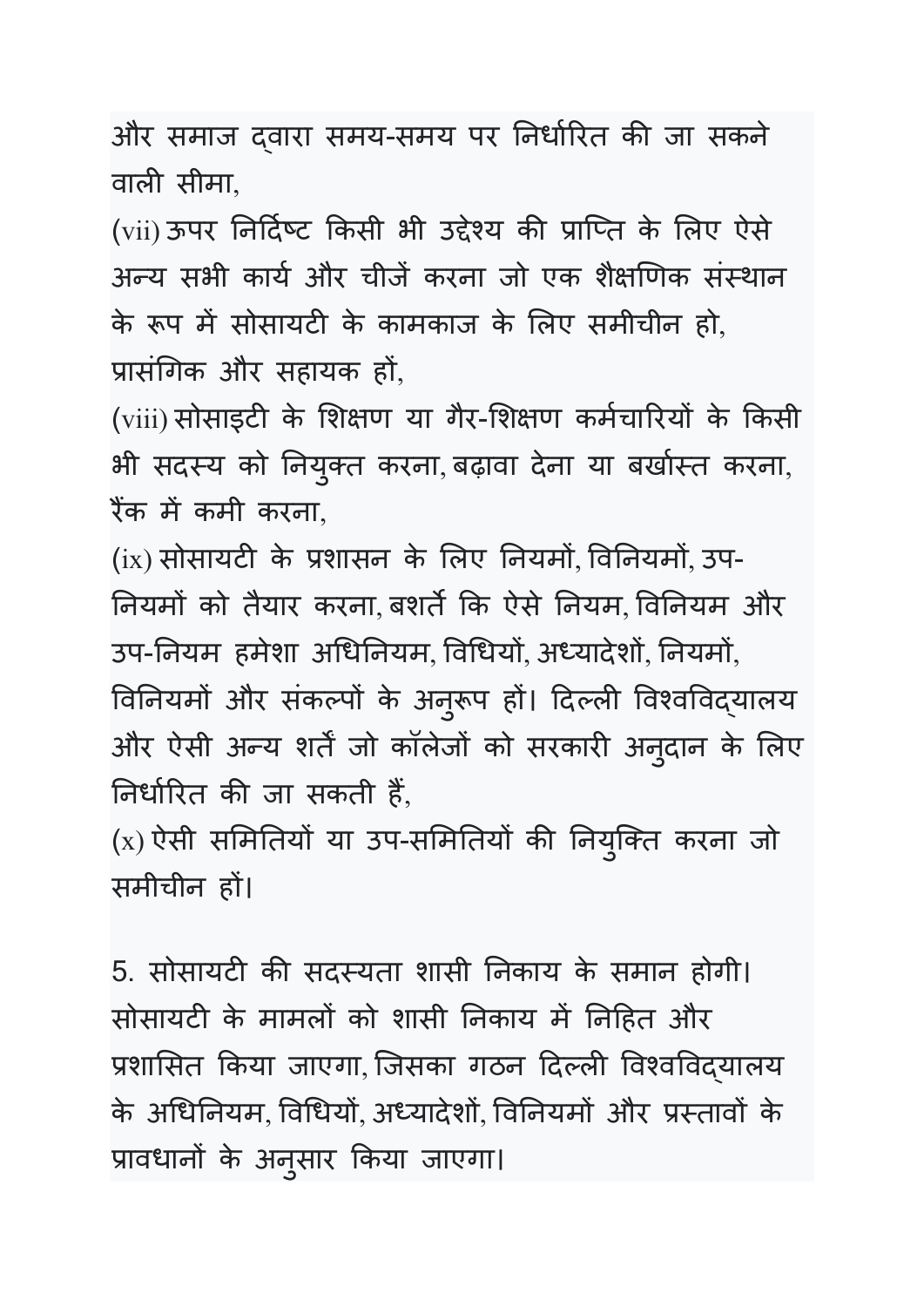और समाज द्वारा समय-समय पर निर्धारित की जा सकने वाली सीमा,

(vii) ऊपर निर्दिष्ट किसी भी उद्देश्य की प्राप्ति के लिए ऐसे अन्य सभी कार्य और चीजें करना जो एक शैक्षणिक संस्थान के रूप में सोसायटी के कामकाज के लिए समीचीन हो, प्रासंगिक और सहायक हों,

(viii) सोसाइटी के शिक्षण या गैर-शिक्षण कर्मचारियों के किसी भी सदस्य को नियुक्त करना, बढ़ावा देना या बर्खास्त करना, रैंक में कमी करना,

(ix) सोसायटी के प्रशासन के लिए नियमों, विनियमों, उप-नियमों को तैयार करना, बशर्ते कि ऐसे नियम, विनियम और उप-नियम हमेशा अधिनियम, विधियों, अध्यादेशों, नियमों, विनियमों और संकल्पों के अनुरूप हों। दिल्ली विश्वविद्यालय और ऐसी अन्य शर्तें जो कॉलेजों को सरकारी अनुदान के लिए निर्धारित की जा सकती हैं,

(x) ऐसी समितियों या उप-समितियों की नियुक्ति करना जो समीचीन हों।

5. सोसायटी की सदस्यता शासी निकाय के समान होगी। सोसायटी के मामलों को शासी निकाय में निहित और प्रशासित किया जाएगा, जिसका गठन दिल्ली विश्वविद्यालय के अधिनियम, विधियों, अध्यादेशों, विनियमों और प्रस्तावों के प्रावधानों के अनुसार किया जाएगा।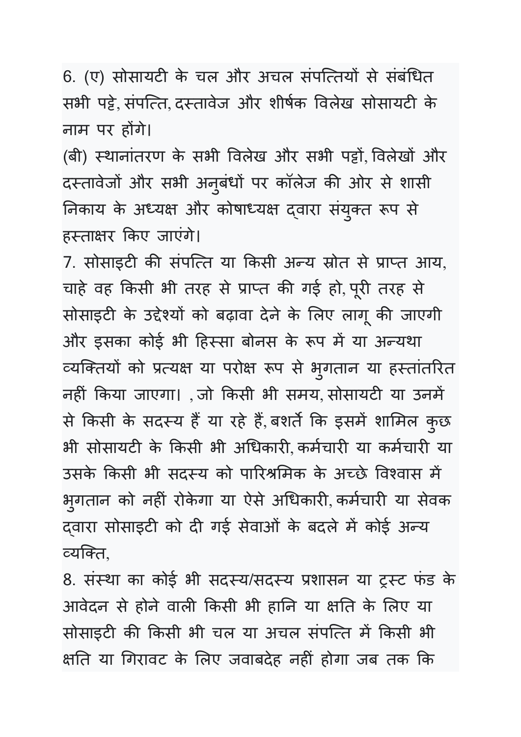6. (ए) सोसायटी के चल और अचल संपत्तियों से संबंधित सभी पट्टे, संपत्ति, दस्तावेज और शीर्षक विलेख सोसायटी के नाम पर होंगे।

(बी) स्थानांतरण के सभी विलेख और सभी पट्टों, विलेखों और दस्तावेजों और सभी अनुबंधों पर कॉलेज की ओर से शासी निकाय के अध्यक्ष और कोषाध्यक्ष द्वारा संयुक्त रूप से हस्ताक्षर किए जाएंगे।

7. सोसाइटी की संपत्ति या किसी अन्य स्रोत से प्राप्त आय, चाहे वह किसी भी तरह से प्राप्त की गई हो, पूरी तरह से सोसाइटी के उद्देश्यों को बढ़ावा देने के लिए लागू की जाएगी और इसका कोई भी हिस्सा बोनस के रूप में या अन्यथा व्यक्तियों को प्रत्यक्ष या परोक्ष रूप से भुगतान या हस्तांतरित नहीं किया जाएगा। , जो किसी भी समय, सोसायटी या उनमें से किसी के सदस्य हैं या रहे हैं, बशर्ते कि इसमें शामिल कुछ भी सोसायटी के किसी भी अधिकारी, कर्मचारी या कर्मचारी या उसके किसी भी सदस्य को पारिश्रमिक के अच्छे विश्वास में भुगतान को नहीं रोकेगा या ऐसे अधिकारी, कर्मचारी या सेवक द्वारा सोसाइटी को दी गई सेवाओं के बदले में कोई अन्य व्यक्ति,

8. संस्था का कोई भी सदस्य/सदस्य प्रशासन या ट्रस्ट फंड के आवेदन से होने वाली किसी भी हानि या क्षति के लिए या सोसाइटी की किसी भी चल या अचल संपत्ति में किसी भी क्षति या गिरावट के लिए जवाबदेह नहीं होगा जब तक कि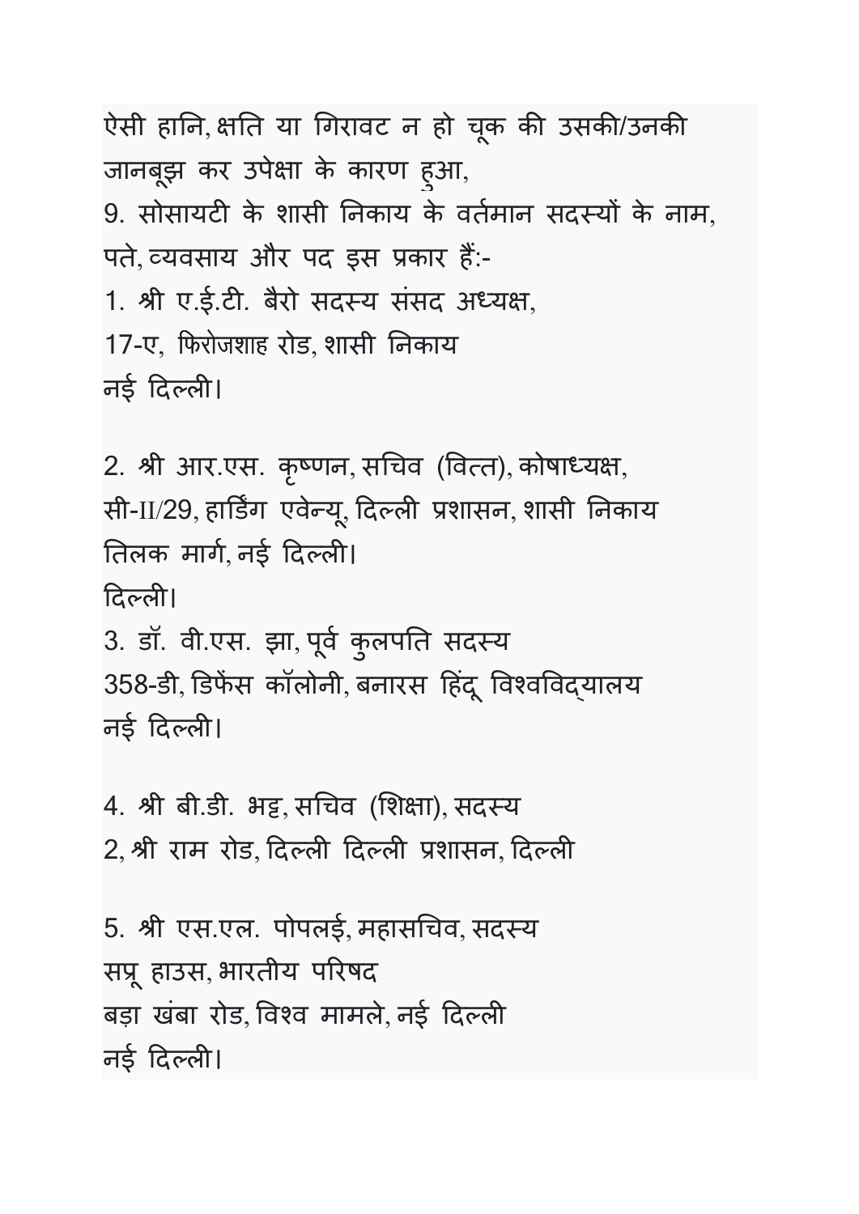ऐसी हानि, क्षति या गिरावट न हो चूक की उसकी/उनकी जानबूझ कर उपेक्षा के कारण हुआ,

9. सोसायटी के शासी निकाय के वर्तमान सदस्यों के नाम, पते, व्यवसाय और पद इस प्रकार हैं:-

1. श्री ए.ई.टी. बैरो सदस्य संसद अध्यक्ष,
17-ए, फिरोजशाह रोड, शासी निकाय
नई दिल्ली।

2. श्री आर.एस. कृष्णन, सचिव (वित्त), कोषाध्यक्ष,
सी-II/29, हार्डिंग एवेन्यू, दिल्ली प्रशासन, शासी निकाय
तिलक मार्ग, नई दिल्ली।
दिल्ली।

3. डॉ. वी.एस. झा, पूर्व कुलपति सदस्य
358-डी, डिफेंस कॉलोनी, बनारस हिंदू विश्वविद्यालय
नई दिल्ली।

4. श्री बी.डी. भट्ट, सचिव (शिक्षा), सदस्य
2, श्री राम रोड, दिल्ली दिल्ली प्रशासन, दिल्ली

5. श्री एस.एल. पोपलई, महासचिव, सदस्य
सप्रू हाउस, भारतीय परिषद
बड़ा खंबा रोड, विश्व मामले, नई दिल्ली
नई दिल्ली।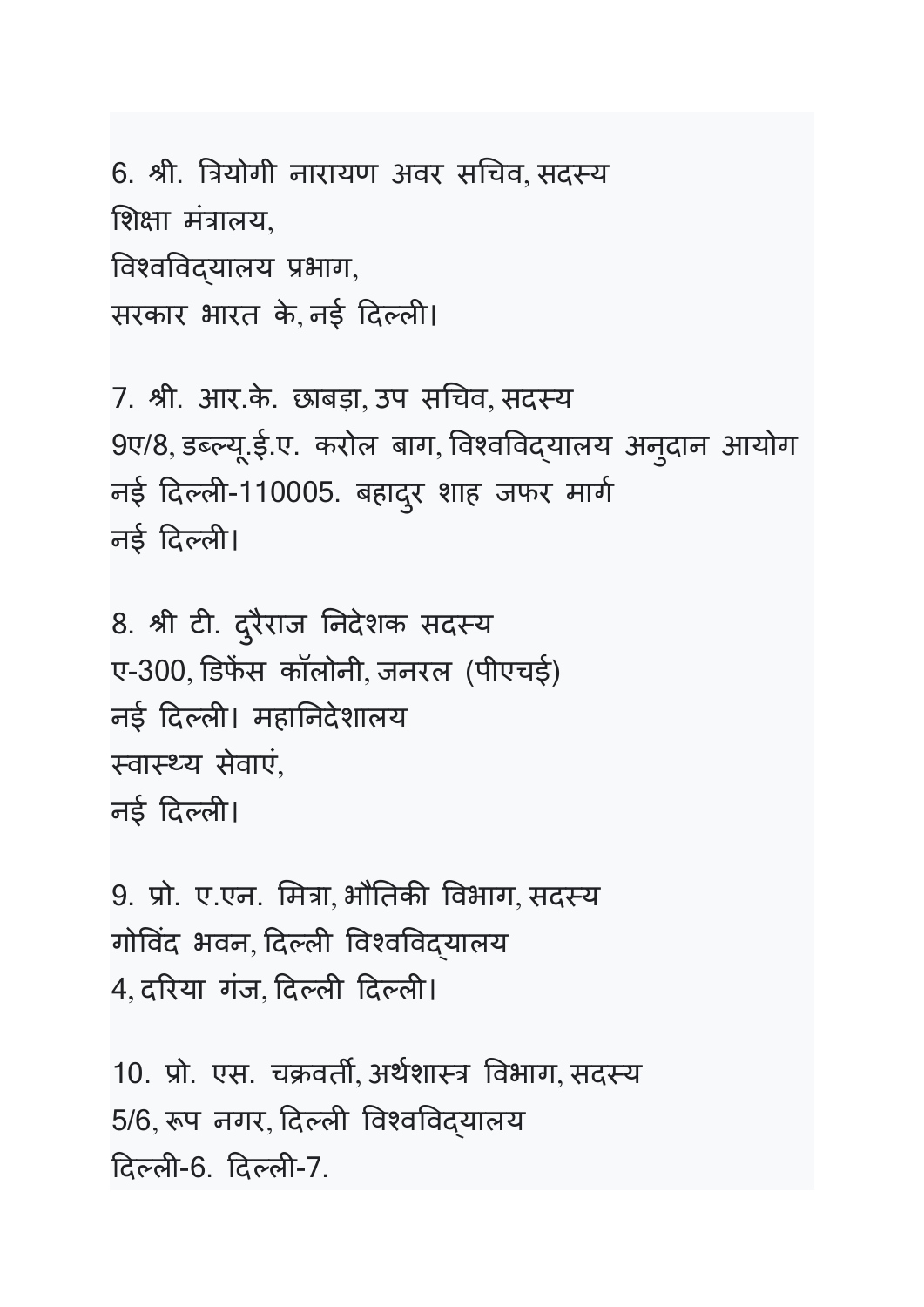6. श्री. त्रियोगी नारायण अवर सचिव, सदस्य
शिक्षा मंत्रालय,
विश्वविद्यालय प्रभाग,
सरकार भारत के, नई दिल्ली।

7. श्री. आर.के. छाबड़ा, उप सचिव, सदस्य
9ए/8, डब्ल्यू.ई.ए. करोल बाग, विश्वविद्यालय अनुदान आयोग
नई दिल्ली-110005. बहादुर शाह जफर मार्ग
नई दिल्ली।

8. श्री टी. दुरैराज निदेशक सदस्य
ए-300, डिफेंस कॉलोनी, जनरल (पीएचई)
नई दिल्ली। महानिदेशालय
स्वास्थ्य सेवाएं,
नई दिल्ली।

9. प्रो. ए.एन. मित्रा, भौतिकी विभाग, सदस्य
गोविंद भवन, दिल्ली विश्वविद्यालय
4, दरिया गंज, दिल्ली दिल्ली।

10. प्रो. एस. चक्रवर्ती, अर्थशास्त्र विभाग, सदस्य
5/6, रूप नगर, दिल्ली विश्वविद्यालय
दिल्ली-6. दिल्ली-7.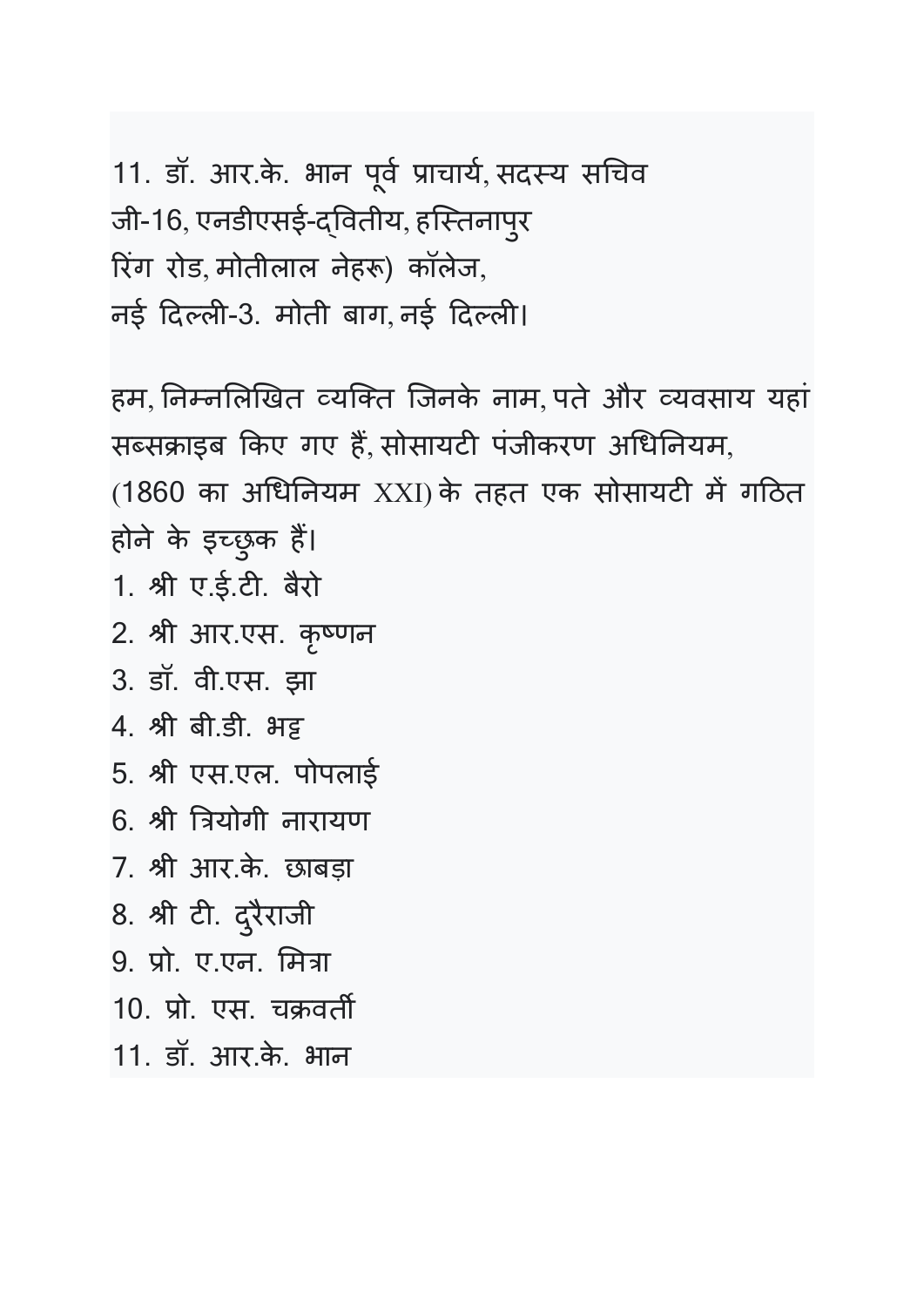11. डॉ. आर.के. भान पूर्व प्राचार्य, सदस्य सचिव
जी-16, एनडीएसई-द्वितीय, हस्तिनापुर
रिंग रोड, मोतीलाल नेहरू) कॉलेज,
नई दिल्ली-3. मोती बाग, नई दिल्ली।

हम, निम्नलिखित व्यक्ति जिनके नाम, पते और व्यवसाय यहां सब्सक्राइब किए गए हैं, सोसायटी पंजीकरण अधिनियम, (1860 का अधिनियम XXI) के तहत एक सोसायटी में गठित होने के इच्छुक हैं।

1. श्री ए.ई.टी. बैरो
2. श्री आर.एस. कृष्णन
3. डॉ. वी.एस. झा
4. श्री बी.डी. भट्ट
5. श्री एस.एल. पोपलाई
6. श्री त्रियोगी नारायण
7. श्री आर.के. छाबड़ा
8. श्री टी. दुरैराजी
9. प्रो. ए.एन. मित्रा
10. प्रो. एस. चक्रवर्ती
11. डॉ. आर.के. भान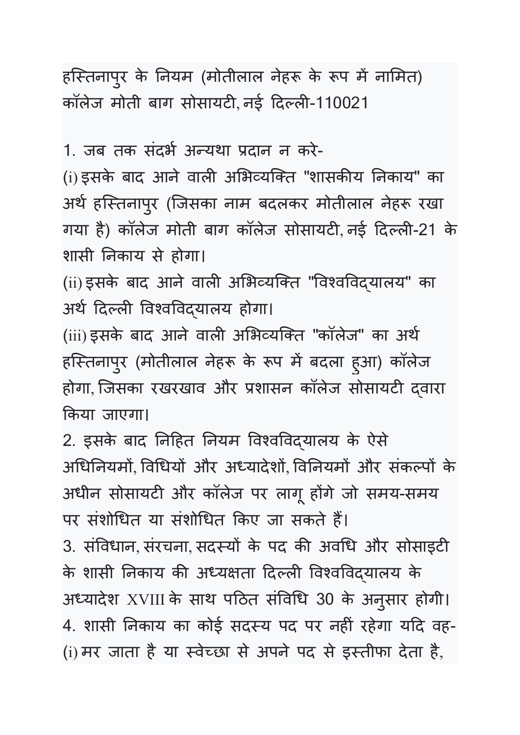हस्तिनापुर के नियम (मोतीलाल नेहरू के रूप में नामित) कॉलेज मोती बाग सोसायटी, नई दिल्ली-110021

1. जब तक संदर्भ अन्यथा प्रदान न करे-

(i) इसके बाद आने वाली अभिव्यक्ति "शासकीय निकाय" का अर्थ हस्तिनापुर (जिसका नाम बदलकर मोतीलाल नेहरू रखा गया है) कॉलेज मोती बाग कॉलेज सोसायटी, नई दिल्ली-21 के शासी निकाय से होगा।

(ii) इसके बाद आने वाली अभिव्यक्ति "विश्वविद्यालय" का अर्थ दिल्ली विश्वविद्यालय होगा।

(iii) इसके बाद आने वाली अभिव्यक्ति "कॉलेज" का अर्थ हस्तिनापुर (मोतीलाल नेहरू के रूप में बदला हुआ) कॉलेज होगा, जिसका रखरखाव और प्रशासन कॉलेज सोसायटी द्वारा किया जाएगा।

2. इसके बाद निहित नियम विश्वविद्यालय के ऐसे अधिनियमों, विधियों और अध्यादेशों, विनियमों और संकल्पों के अधीन सोसायटी और कॉलेज पर लागू होंगे जो समय-समय पर संशोधित या संशोधित किए जा सकते हैं।

3. संविधान, संरचना, सदस्यों के पद की अवधि और सोसाइटी के शासी निकाय की अध्यक्षता दिल्ली विश्वविद्यालय के अध्यादेश XVIII के साथ पठित संविधि 30 के अनुसार होगी।

4. शासी निकाय का कोई सदस्य पद पर नहीं रहेगा यदि वह-

(i) मर जाता है या स्वेच्छा से अपने पद से इस्तीफा देता है,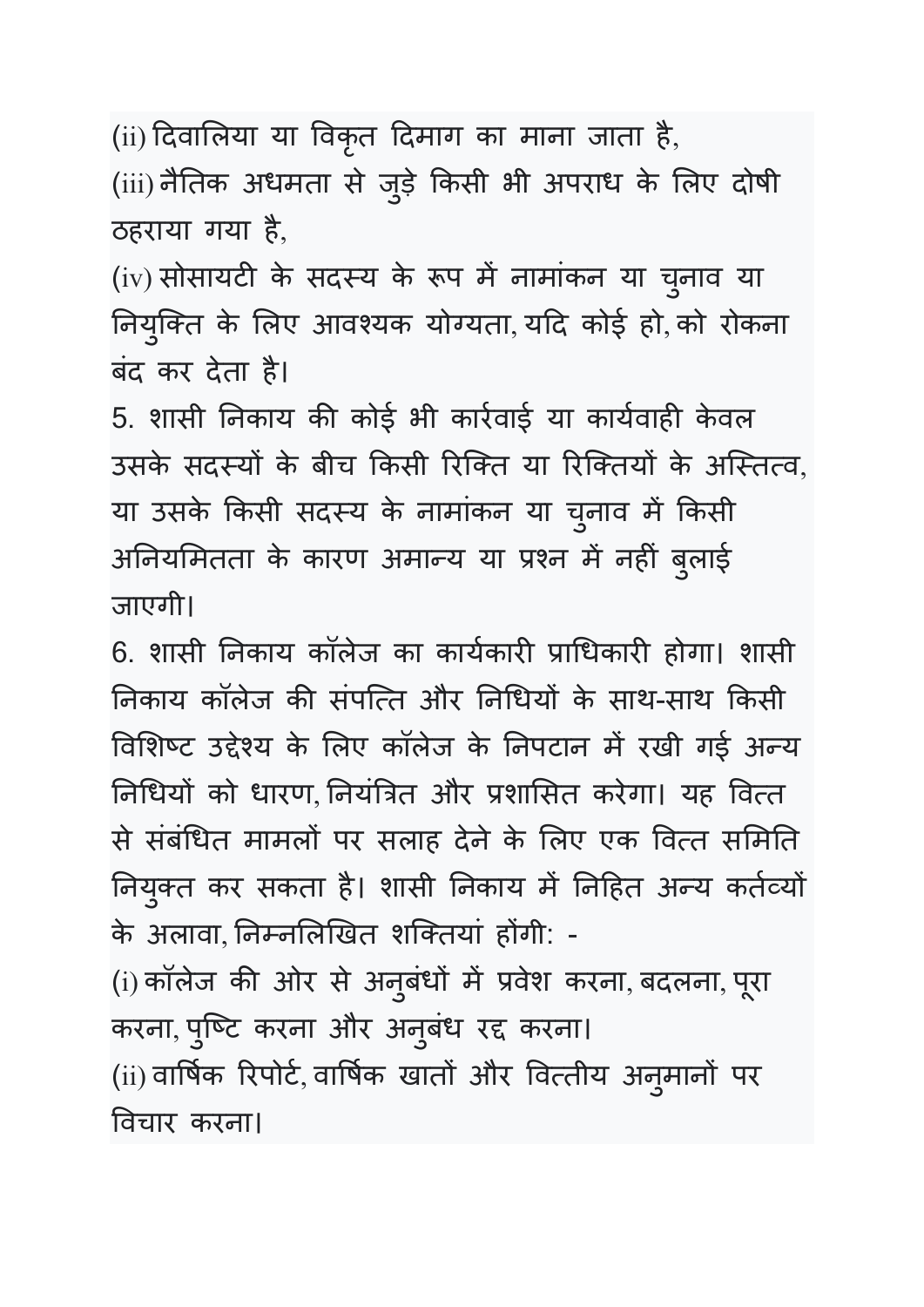(ii) दिवालिया या विकृत दिमाग का माना जाता है,

(iii) नैतिक अधमता से जुड़े किसी भी अपराध के लिए दोषी ठहराया गया है,

(iv) सोसायटी के सदस्य के रूप में नामांकन या चुनाव या नियुक्ति के लिए आवश्यक योग्यता, यदि कोई हो, को रोकना बंद कर देता है।

5. शासी निकाय की कोई भी कार्रवाई या कार्यवाही केवल उसके सदस्यों के बीच किसी रिक्ति या रिक्तियों के अस्तित्व, या उसके किसी सदस्य के नामांकन या चुनाव में किसी अनियमितता के कारण अमान्य या प्रश्न में नहीं बुलाई जाएगी।

6. शासी निकाय कॉलेज का कार्यकारी प्राधिकारी होगा। शासी निकाय कॉलेज की संपत्ति और निधियों के साथ-साथ किसी विशिष्ट उद्देश्य के लिए कॉलेज के निपटान में रखी गई अन्य निधियों को धारण, नियंत्रित और प्रशासित करेगा। यह वित्त से संबंधित मामलों पर सलाह देने के लिए एक वित्त समिति नियुक्त कर सकता है। शासी निकाय में निहित अन्य कर्तव्यों के अलावा, निम्नलिखित शक्तियां होंगी: -

(i) कॉलेज की ओर से अनुबंधों में प्रवेश करना, बदलना, पूरा करना, पुष्टि करना और अनुबंध रद्द करना।

(ii) वार्षिक रिपोर्ट, वार्षिक खातों और वित्तीय अनुमानों पर विचार करना।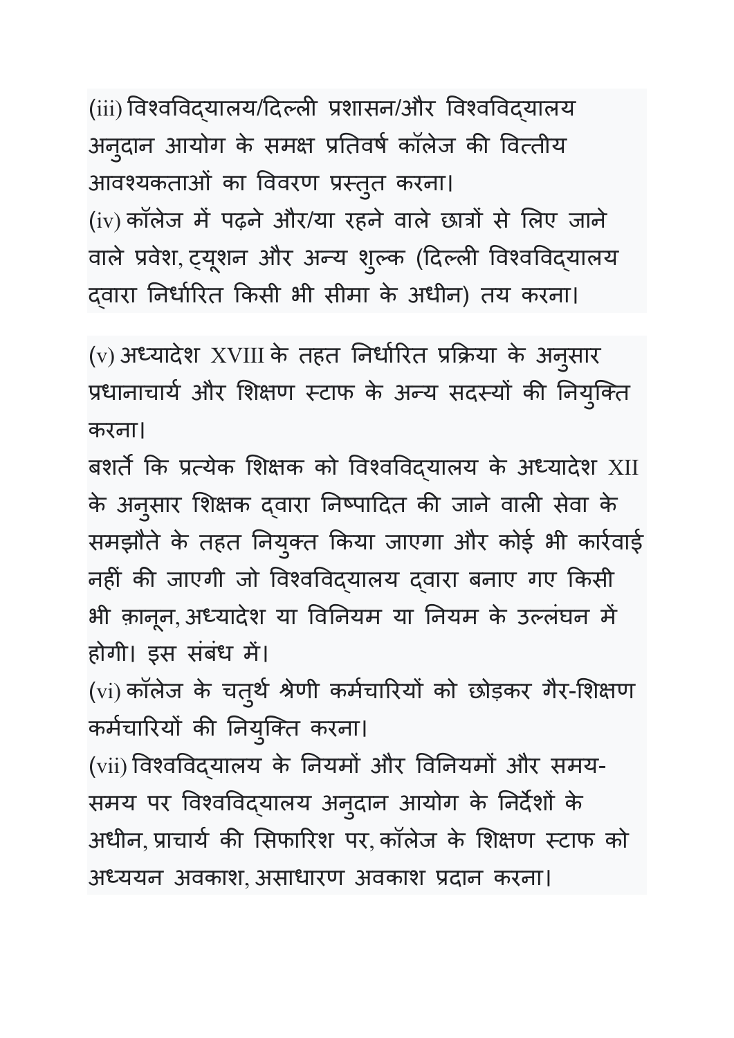(iii) विश्वविद्यालय/दिल्ली प्रशासन/और विश्वविद्यालय अनुदान आयोग के समक्ष प्रतिवर्ष कॉलेज की वित्तीय आवश्यकताओं का विवरण प्रस्तुत करना।

(iv) कॉलेज में पढ़ने और/या रहने वाले छात्रों से लिए जाने वाले प्रवेश, ट्यूशन और अन्य शुल्क (दिल्ली विश्वविद्यालय द्वारा निर्धारित किसी भी सीमा के अधीन) तय करना।

(v) अध्यादेश XVIII के तहत निर्धारित प्रक्रिया के अनुसार प्रधानाचार्य और शिक्षण स्टाफ के अन्य सदस्यों की नियुक्ति करना।

बशर्ते कि प्रत्येक शिक्षक को विश्वविद्यालय के अध्यादेश XII के अनुसार शिक्षक द्वारा निष्पादित की जाने वाली सेवा के समझौते के तहत नियुक्त किया जाएगा और कोई भी कार्रवाई नहीं की जाएगी जो विश्वविद्यालय द्वारा बनाए गए किसी भी क़ानून, अध्यादेश या विनियम या नियम के उल्लंघन में होगी। इस संबंध में।

(vi) कॉलेज के चतुर्थ श्रेणी कर्मचारियों को छोड़कर गैर-शिक्षण कर्मचारियों की नियुक्ति करना।

(vii) विश्वविद्यालय के नियमों और विनियमों और समय-समय पर विश्वविद्यालय अनुदान आयोग के निर्देशों के अधीन, प्राचार्य की सिफारिश पर, कॉलेज के शिक्षण स्टाफ को अध्ययन अवकाश, असाधारण अवकाश प्रदान करना।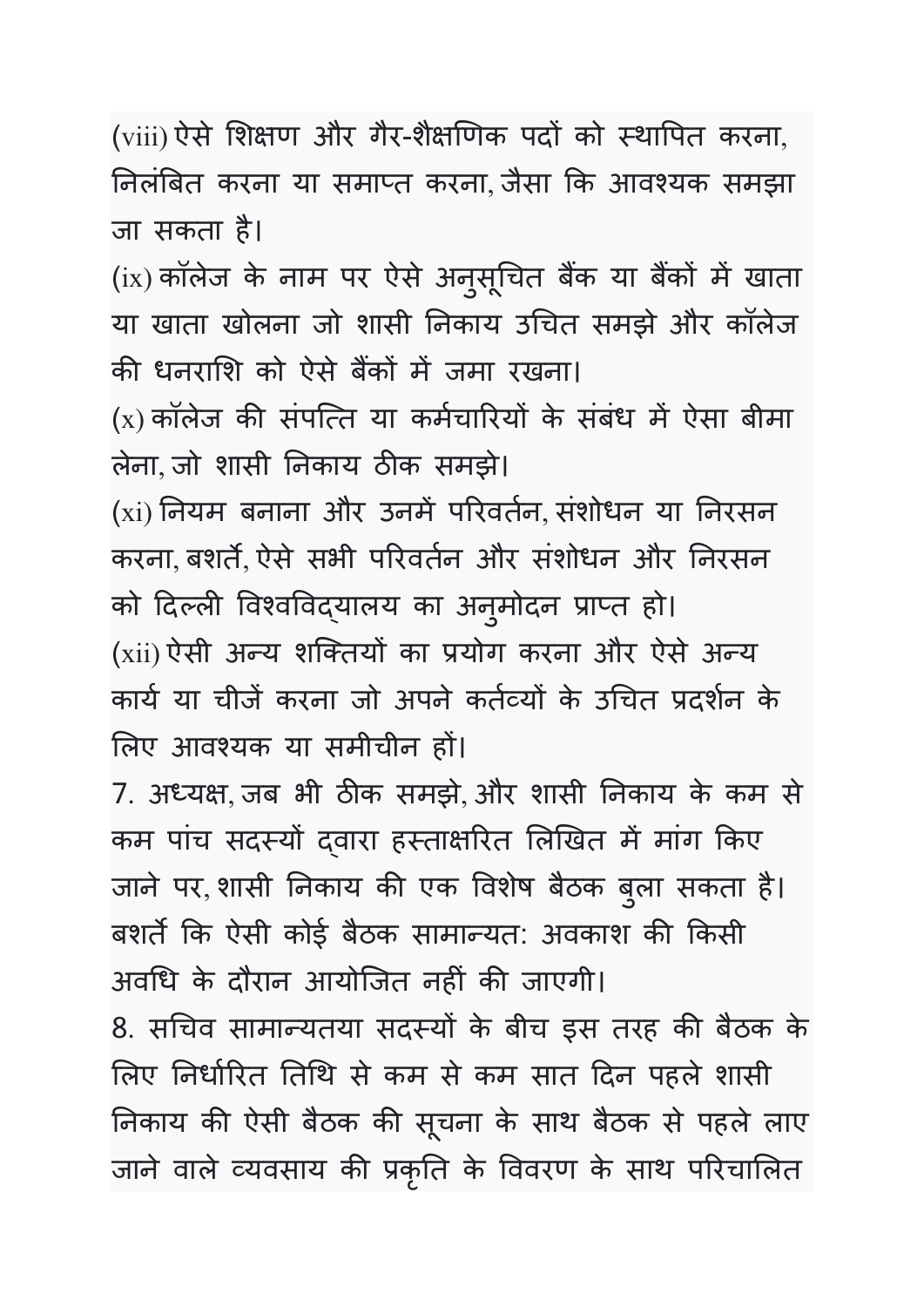(viii) ऐसे शिक्षण और गैर-शैक्षणिक पदों को स्थापित करना, निलंबित करना या समाप्त करना, जैसा कि आवश्यक समझा जा सकता है।

(ix) कॉलेज के नाम पर ऐसे अनुसूचित बैंक या बैंकों में खाता या खाता खोलना जो शासी निकाय उचित समझे और कॉलेज की धनराशि को ऐसे बैंकों में जमा रखना।

(x) कॉलेज की संपत्ति या कर्मचारियों के संबंध में ऐसा बीमा लेना, जो शासी निकाय ठीक समझे।

(xi) नियम बनाना और उनमें परिवर्तन, संशोधन या निरसन करना, बशर्ते, ऐसे सभी परिवर्तन और संशोधन और निरसन को दिल्ली विश्वविद्यालय का अनुमोदन प्राप्त हो।

(xii) ऐसी अन्य शक्तियों का प्रयोग करना और ऐसे अन्य कार्य या चीजें करना जो अपने कर्तव्यों के उचित प्रदर्शन के लिए आवश्यक या समीचीन हों।

7. अध्यक्ष, जब भी ठीक समझे, और शासी निकाय के कम से कम पांच सदस्यों द्वारा हस्ताक्षरित लिखित में मांग किए जाने पर, शासी निकाय की एक विशेष बैठक बुला सकता है। बशर्ते कि ऐसी कोई बैठक सामान्यत: अवकाश की किसी अवधि के दौरान आयोजित नहीं की जाएगी।

8. सचिव सामान्यतया सदस्यों के बीच इस तरह की बैठक के लिए निर्धारित तिथि से कम से कम सात दिन पहले शासी निकाय की ऐसी बैठक की सूचना के साथ बैठक से पहले लाए जाने वाले व्यवसाय की प्रकृति के विवरण के साथ परिचालित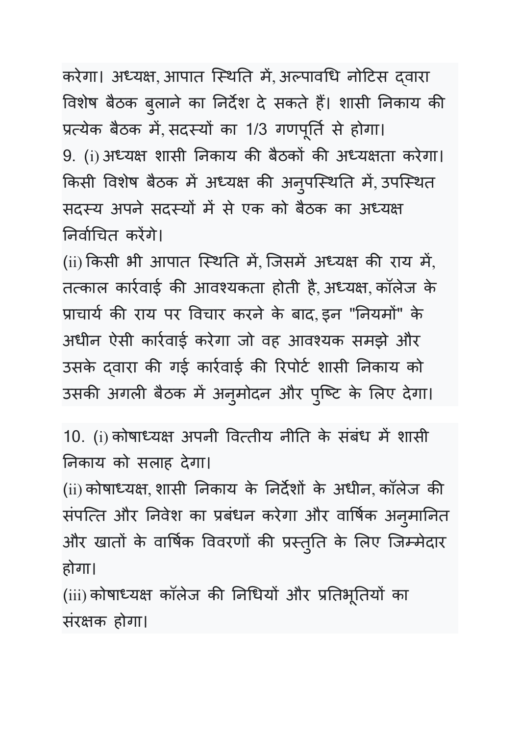करेगा। अध्यक्ष, आपात स्थिति में, अल्पावधि नोटिस द्वारा विशेष बैठक बुलाने का निर्देश दे सकते हैं। शासी निकाय की प्रत्येक बैठक में, सदस्यों का 1/3 गणपूर्ति से होगा।

9. (i) अध्यक्ष शासी निकाय की बैठकों की अध्यक्षता करेगा। किसी विशेष बैठक में अध्यक्ष की अनुपस्थिति में, उपस्थित सदस्य अपने सदस्यों में से एक को बैठक का अध्यक्ष निर्वाचित करेंगे।

(ii) किसी भी आपात स्थिति में, जिसमें अध्यक्ष की राय में, तत्काल कार्रवाई की आवश्यकता होती है, अध्यक्ष, कॉलेज के प्राचार्य की राय पर विचार करने के बाद, इन "नियमों" के अधीन ऐसी कार्रवाई करेगा जो वह आवश्यक समझे और उसके द्वारा की गई कार्रवाई की रिपोर्ट शासी निकाय को उसकी अगली बैठक में अनुमोदन और पुष्टि के लिए देगा।

10. (i) कोषाध्यक्ष अपनी वित्तीय नीति के संबंध में शासी निकाय को सलाह देगा।

(ii) कोषाध्यक्ष, शासी निकाय के निर्देशों के अधीन, कॉलेज की संपत्ति और निवेश का प्रबंधन करेगा और वार्षिक अनुमानित और खातों के वार्षिक विवरणों की प्रस्तुति के लिए जिम्मेदार होगा।

(iii) कोषाध्यक्ष कॉलेज की निधियों और प्रतिभूतियों का संरक्षक होगा।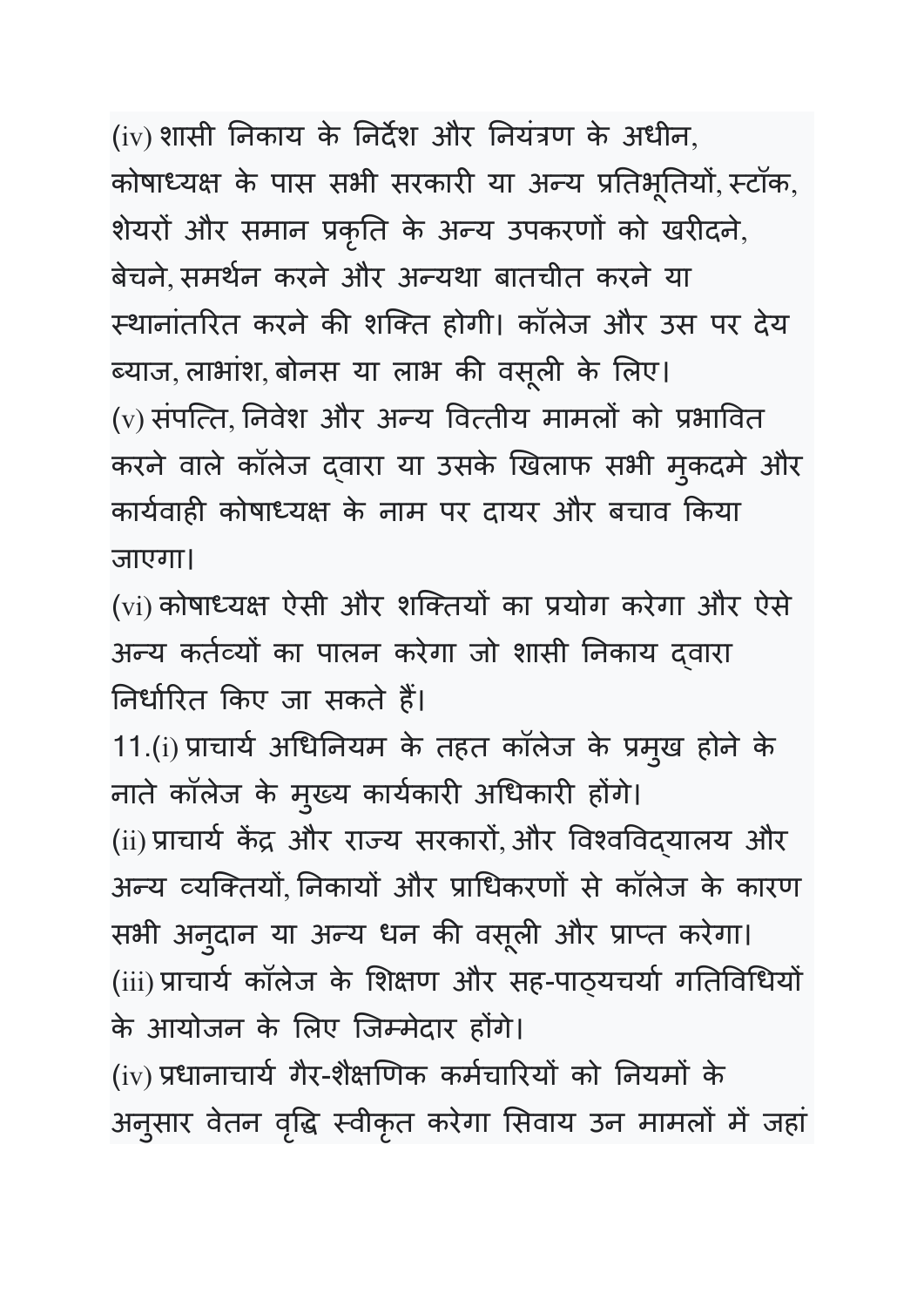(iv) शासी निकाय के निर्देश और नियंत्रण के अधीन, कोषाध्यक्ष के पास सभी सरकारी या अन्य प्रतिभूतियों, स्टॉक, शेयरों और समान प्रकृति के अन्य उपकरणों को खरीदने, बेचने, समर्थन करने और अन्यथा बातचीत करने या स्थानांतरित करने की शक्ति होगी। कॉलेज और उस पर देय ब्याज, लाभांश, बोनस या लाभ की वसूली के लिए।

(v) संपत्ति, निवेश और अन्य वित्तीय मामलों को प्रभावित करने वाले कॉलेज द्वारा या उसके खिलाफ सभी मुकदमे और कार्यवाही कोषाध्यक्ष के नाम पर दायर और बचाव किया जाएगा।

(vi) कोषाध्यक्ष ऐसी और शक्तियों का प्रयोग करेगा और ऐसे अन्य कर्तव्यों का पालन करेगा जो शासी निकाय द्वारा निर्धारित किए जा सकते हैं।

11.(i) प्राचार्य अधिनियम के तहत कॉलेज के प्रमुख होने के नाते कॉलेज के मुख्य कार्यकारी अधिकारी होंगे।

(ii) प्राचार्य केंद्र और राज्य सरकारों, और विश्वविद्यालय और अन्य व्यक्तियों, निकायों और प्राधिकरणों से कॉलेज के कारण सभी अनुदान या अन्य धन की वसूली और प्राप्त करेगा।

(iii) प्राचार्य कॉलेज के शिक्षण और सह-पाठ्यचर्या गतिविधियों के आयोजन के लिए जिम्मेदार होंगे।

(iv) प्रधानाचार्य गैर-शैक्षणिक कर्मचारियों को नियमों के अनुसार वेतन वृद्धि स्वीकृत करेगा सिवाय उन मामलों में जहां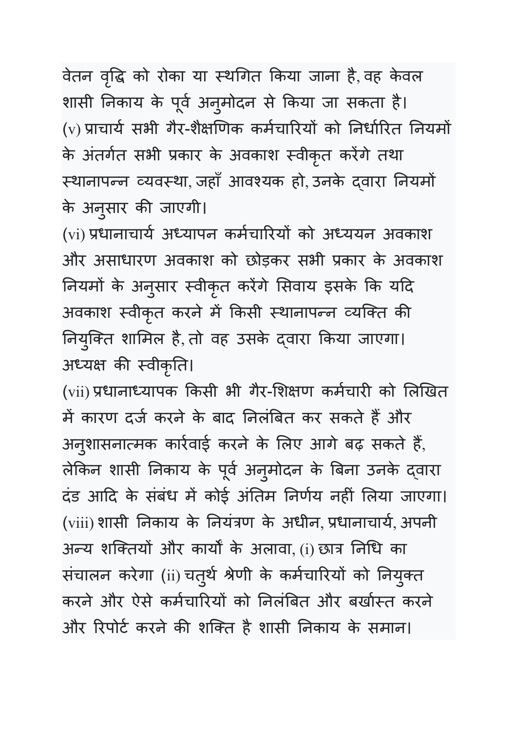वेतन वृद्धि को रोका या स्थगित किया जाना है, वह केवल शासी निकाय के पूर्व अनुमोदन से किया जा सकता है।

(v) प्राचार्य सभी गैर-शैक्षणिक कर्मचारियों को निर्धारित नियमों के अंतर्गत सभी प्रकार के अवकाश स्वीकृत करेंगे तथा स्थानापन्न व्यवस्था, जहाँ आवश्यक हो, उनके द्वारा नियमों के अनुसार की जाएगी।

(vi) प्रधानाचार्य अध्यापन कर्मचारियों को अध्ययन अवकाश और असाधारण अवकाश को छोड़कर सभी प्रकार के अवकाश नियमों के अनुसार स्वीकृत करेंगे सिवाय इसके कि यदि अवकाश स्वीकृत करने में किसी स्थानापन्न व्यक्ति की नियुक्ति शामिल है, तो वह उसके द्वारा किया जाएगा। अध्यक्ष की स्वीकृति।

(vii) प्रधानाध्यापक किसी भी गैर-शिक्षण कर्मचारी को लिखित में कारण दर्ज करने के बाद निलंबित कर सकते हैं और अनुशासनात्मक कार्रवाई करने के लिए आगे बढ़ सकते हैं, लेकिन शासी निकाय के पूर्व अनुमोदन के बिना उनके द्वारा दंड आदि के संबंध में कोई अंतिम निर्णय नहीं लिया जाएगा।

(viii) शासी निकाय के नियंत्रण के अधीन, प्रधानाचार्य, अपनी अन्य शक्तियों और कार्यों के अलावा, (i) छात्र निधि का संचालन करेगा (ii) चतुर्थ श्रेणी के कर्मचारियों को नियुक्त करने और ऐसे कर्मचारियों को निलंबित और बर्खास्त करने और रिपोर्ट करने की शक्ति है शासी निकाय के समान।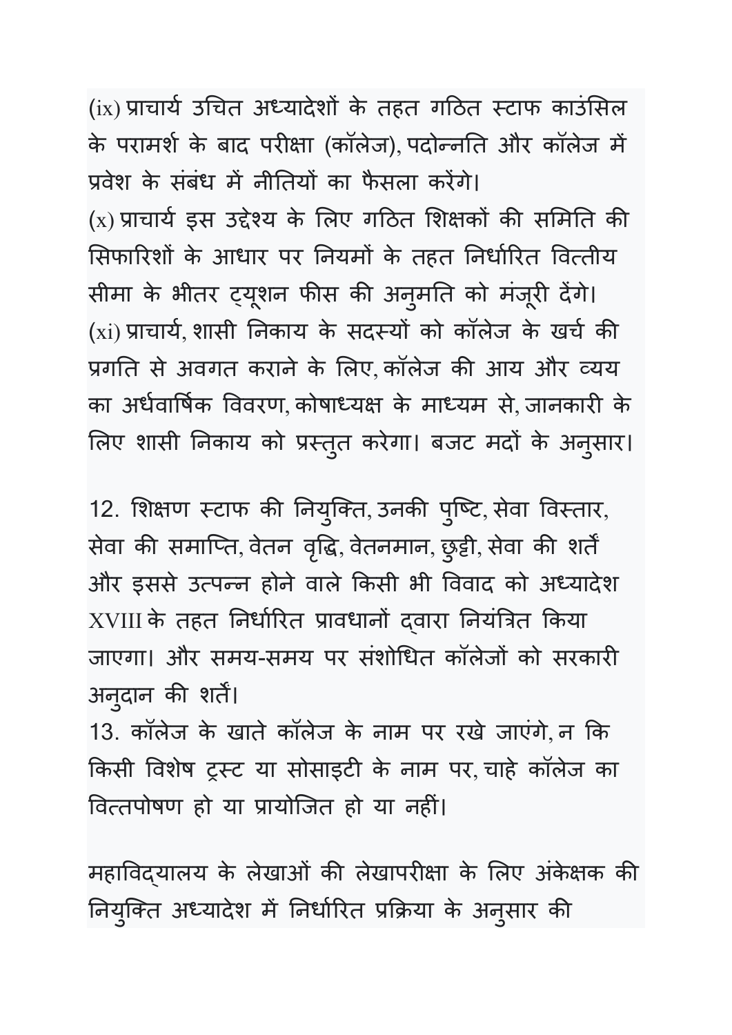(ix) प्राचार्य उचित अध्यादेशों के तहत गठित स्टाफ काउंसिल के परामर्श के बाद परीक्षा (कॉलेज), पदोन्नति और कॉलेज में प्रवेश के संबंध में नीतियों का फैसला करेंगे।

(x) प्राचार्य इस उद्देश्य के लिए गठित शिक्षकों की समिति की सिफारिशों के आधार पर नियमों के तहत निर्धारित वित्तीय सीमा के भीतर ट्यूशन फीस की अनुमति को मंजूरी देंगे।

(xi) प्राचार्य, शासी निकाय के सदस्यों को कॉलेज के खर्च की प्रगति से अवगत कराने के लिए, कॉलेज की आय और व्यय का अर्धवार्षिक विवरण, कोषाध्यक्ष के माध्यम से, जानकारी के लिए शासी निकाय को प्रस्तुत करेगा। बजट मदों के अनुसार।

12. शिक्षण स्टाफ की नियुक्ति, उनकी पुष्टि, सेवा विस्तार, सेवा की समाप्ति, वेतन वृद्धि, वेतनमान, छुट्टी, सेवा की शर्तें और इससे उत्पन्न होने वाले किसी भी विवाद को अध्यादेश XVIII के तहत निर्धारित प्रावधानों द्वारा नियंत्रित किया जाएगा। और समय-समय पर संशोधित कॉलेजों को सरकारी अनुदान की शर्तें।

13. कॉलेज के खाते कॉलेज के नाम पर रखे जाएंगे, न कि किसी विशेष ट्रस्ट या सोसाइटी के नाम पर, चाहे कॉलेज का वित्तपोषण हो या प्रायोजित हो या नहीं।

महाविद्यालय के लेखाओं की लेखापरीक्षा के लिए अंकेक्षक की नियुक्ति अध्यादेश में निर्धारित प्रक्रिया के अनुसार की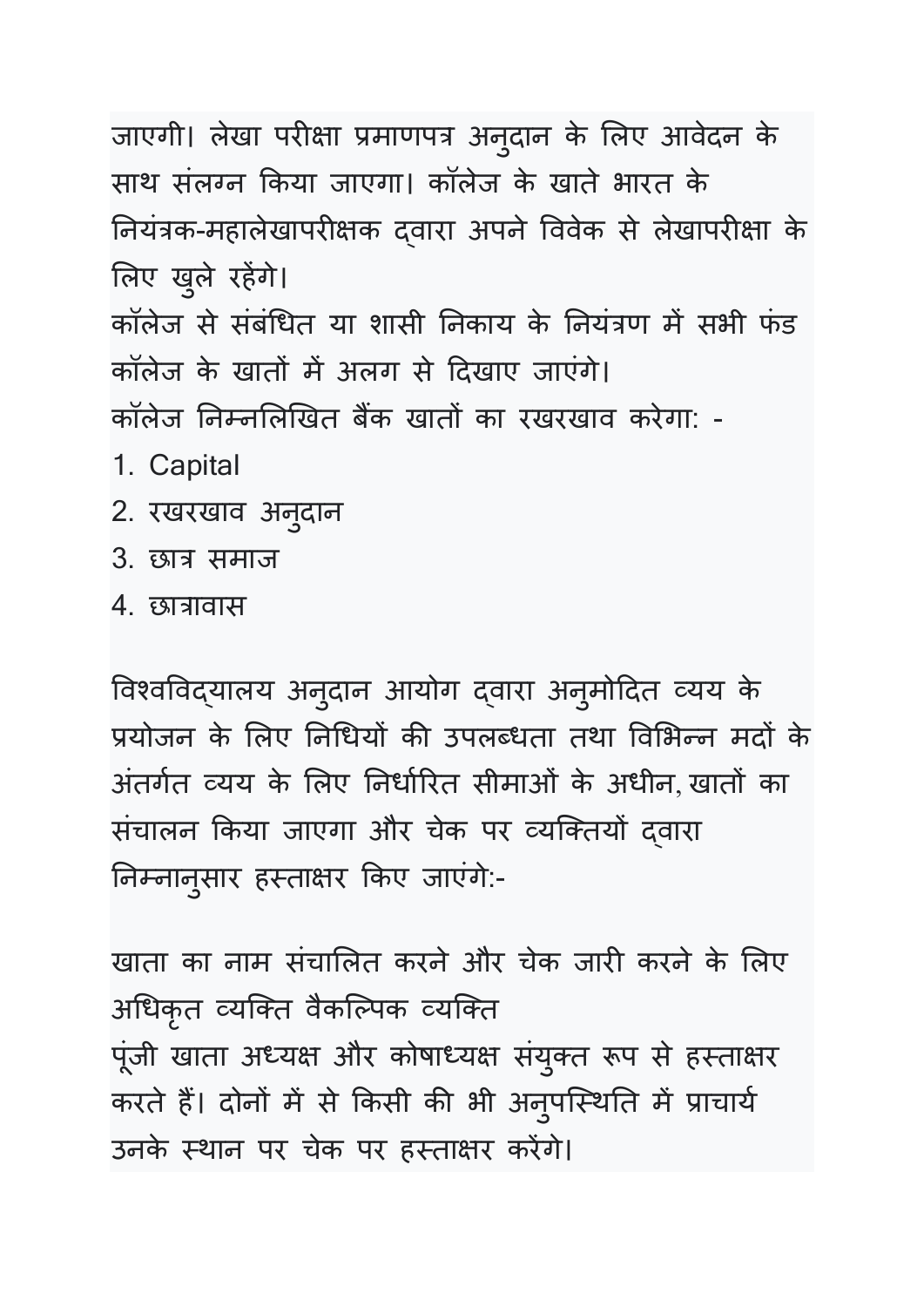जाएगी। लेखा परीक्षा प्रमाणपत्र अनुदान के लिए आवेदन के साथ संलग्न किया जाएगा। कॉलेज के खाते भारत के नियंत्रक-महालेखापरीक्षक द्वारा अपने विवेक से लेखापरीक्षा के लिए खुले रहेंगे।

कॉलेज से संबंधित या शासी निकाय के नियंत्रण में सभी फंड कॉलेज के खातों में अलग से दिखाए जाएंगे।

कॉलेज निम्नलिखित बैंक खातों का रखरखाव करेगा: -

1. Capital
2. रखरखाव अनुदान
3. छात्र समाज
4. छात्रावास

विश्वविद्यालय अनुदान आयोग द्वारा अनुमोदित व्यय के प्रयोजन के लिए निधियों की उपलब्धता तथा विभिन्न मदों के अंतर्गत व्यय के लिए निर्धारित सीमाओं के अधीन, खातों का संचालन किया जाएगा और चेक पर व्यक्तियों द्वारा निम्नानुसार हस्ताक्षर किए जाएंगे:-

खाता का नाम संचालित करने और चेक जारी करने के लिए अधिकृत व्यक्ति वैकल्पिक व्यक्ति

पूंजी खाता अध्यक्ष और कोषाध्यक्ष संयुक्त रूप से हस्ताक्षर करते हैं। दोनों में से किसी की भी अनुपस्थिति में प्राचार्य उनके स्थान पर चेक पर हस्ताक्षर करेंगे।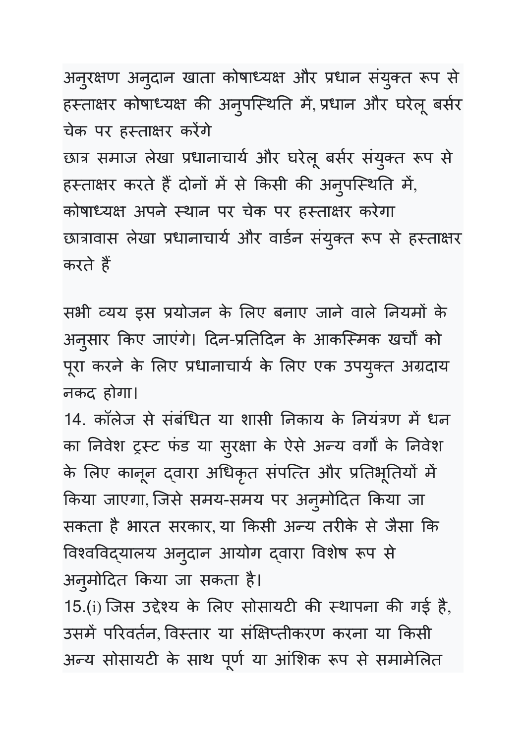अनुरक्षण अनुदान खाता कोषाध्यक्ष और प्रधान संयुक्त रूप से हस्ताक्षर कोषाध्यक्ष की अनुपस्थिति में, प्रधान और घरेलू बर्सर चेक पर हस्ताक्षर करेंगे

छात्र समाज लेखा प्रधानाचार्य और घरेलू बर्सर संयुक्त रूप से हस्ताक्षर करते हैं दोनों में से किसी की अनुपस्थिति में, कोषाध्यक्ष अपने स्थान पर चेक पर हस्ताक्षर करेगा

छात्रावास लेखा प्रधानाचार्य और वार्डन संयुक्त रूप से हस्ताक्षर करते हैं

सभी व्यय इस प्रयोजन के लिए बनाए जाने वाले नियमों के अनुसार किए जाएंगे। दिन-प्रतिदिन के आकस्मिक खर्चों को पूरा करने के लिए प्रधानाचार्य के लिए एक उपयुक्त अग्रदाय नकद होगा।

14. कॉलेज से संबंधित या शासी निकाय के नियंत्रण में धन का निवेश ट्रस्ट फंड या सुरक्षा के ऐसे अन्य वर्गों के निवेश के लिए कानून द्वारा अधिकृत संपत्ति और प्रतिभूतियों में किया जाएगा, जिसे समय-समय पर अनुमोदित किया जा सकता है भारत सरकार, या किसी अन्य तरीके से जैसा कि विश्वविद्यालय अनुदान आयोग द्वारा विशेष रूप से अनुमोदित किया जा सकता है।

15.(i) जिस उद्देश्य के लिए सोसायटी की स्थापना की गई है, उसमें परिवर्तन, विस्तार या संक्षिप्तीकरण करना या किसी अन्य सोसायटी के साथ पूर्ण या आंशिक रूप से समामेलित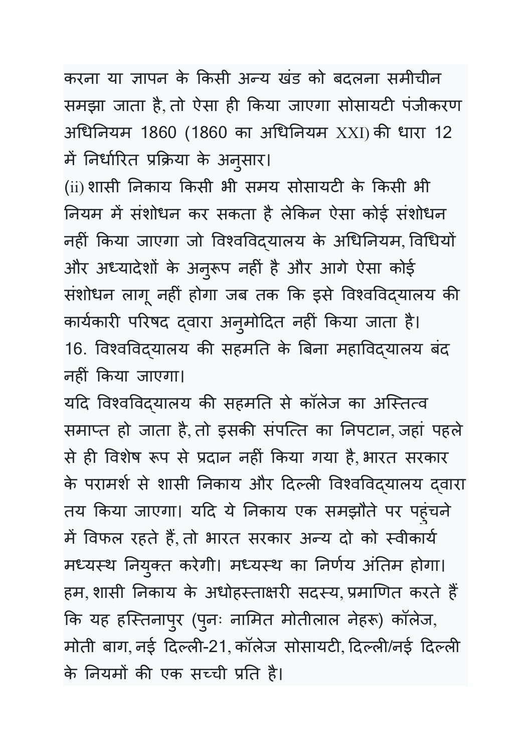करना या ज्ञापन के किसी अन्य खंड को बदलना समीचीन समझा जाता है, तो ऐसा ही किया जाएगा सोसायटी पंजीकरण अधिनियम 1860 (1860 का अधिनियम XXI) की धारा 12 में निर्धारित प्रक्रिया के अनुसार।

(ii) शासी निकाय किसी भी समय सोसायटी के किसी भी नियम में संशोधन कर सकता है लेकिन ऐसा कोई संशोधन नहीं किया जाएगा जो विश्वविद्यालय के अधिनियम, विधियों और अध्यादेशों के अनुरूप नहीं है और आगे ऐसा कोई संशोधन लागू नहीं होगा जब तक कि इसे विश्वविद्यालय की कार्यकारी परिषद द्वारा अनुमोदित नहीं किया जाता है।

16. विश्वविद्यालय की सहमति के बिना महाविद्यालय बंद नहीं किया जाएगा।

यदि विश्वविद्यालय की सहमति से कॉलेज का अस्तित्व समाप्त हो जाता है, तो इसकी संपत्ति का निपटान, जहां पहले से ही विशेष रूप से प्रदान नहीं किया गया है, भारत सरकार के परामर्श से शासी निकाय और दिल्ली विश्वविद्यालय द्वारा तय किया जाएगा। यदि ये निकाय एक समझौते पर पहुंचने में विफल रहते हैं, तो भारत सरकार अन्य दो को स्वीकार्य मध्यस्थ नियुक्त करेगी। मध्यस्थ का निर्णय अंतिम होगा।

हम, शासी निकाय के अधोहस्ताक्षरी सदस्य, प्रमाणित करते हैं कि यह हस्तिनापुर (पुनः नामित मोतीलाल नेहरू) कॉलेज, मोती बाग, नई दिल्ली-21, कॉलेज सोसायटी, दिल्ली/नई दिल्ली के नियमों की एक सच्ची प्रति है।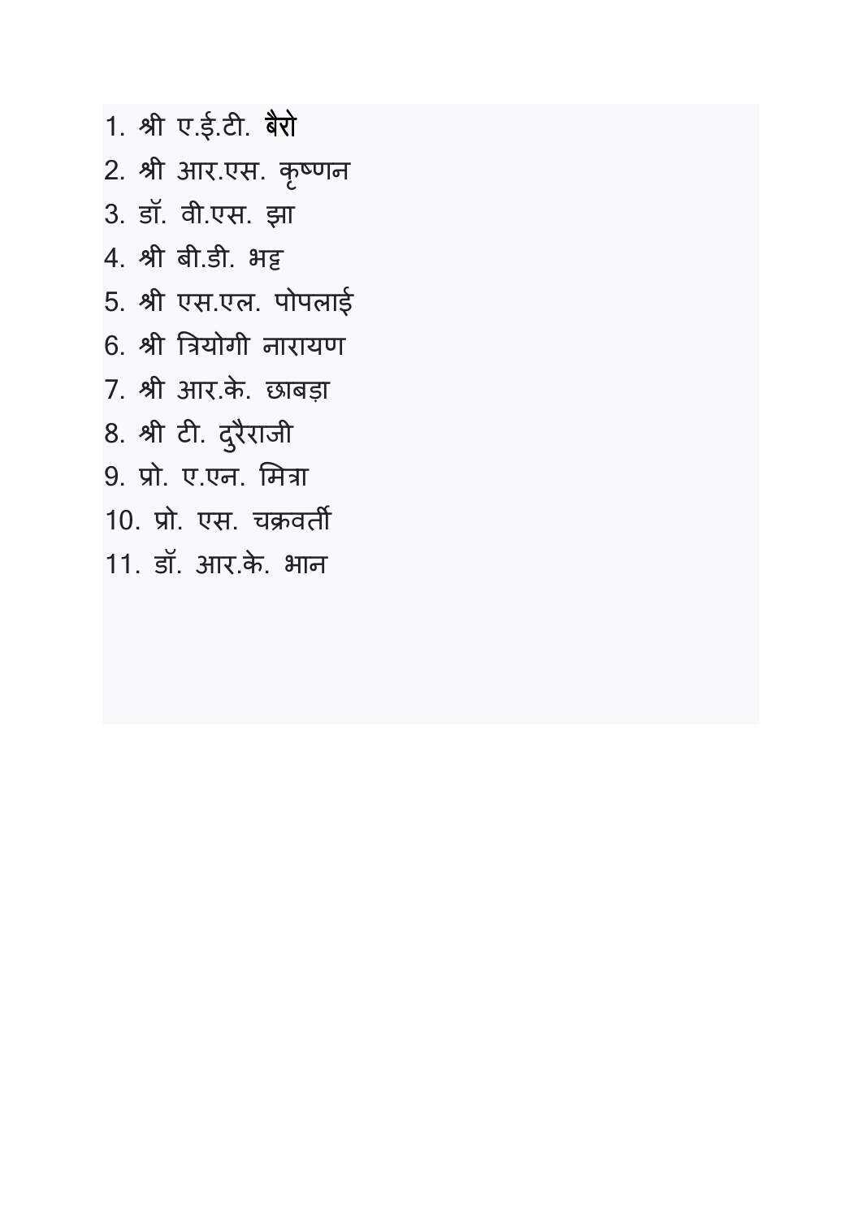1. श्री ए.ई.टी. बैरो
2. श्री आर.एस. कृष्णन
3. डॉ. वी.एस. झा
4. श्री बी.डी. भट्ट
5. श्री एस.एल. पोपलाई
6. श्री त्रियोगी नारायण
7. श्री आर.के. छाबड़ा
8. श्री टी. दुरैराजी
9. प्रो. ए.एन. मित्रा
10. प्रो. एस. चक्रवर्ती
11. डॉ. आर.के. भान